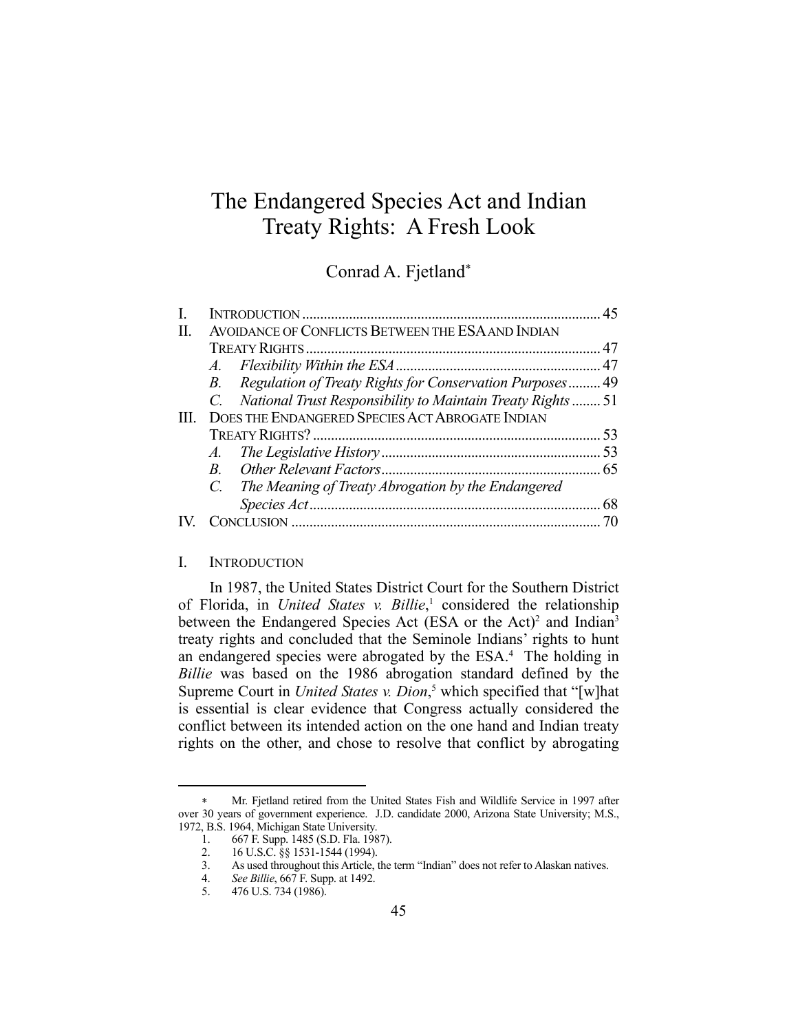# The Endangered Species Act and Indian Treaty Rights: A Fresh Look

Conrad A. Fjetland*

| | | |
|---|---|---|
| I. | INTRODUCTION | 45 |
| II. | AVOIDANCE OF CONFLICTS BETWEEN THE ESA AND INDIAN TREATY RIGHTS | 47 |
| | *A. Flexibility Within the ESA* | 47 |
| | *B. Regulation of Treaty Rights for Conservation Purposes* | 49 |
| | *C. National Trust Responsibility to Maintain Treaty Rights* | 51 |
| III. | DOES THE ENDANGERED SPECIES ACT ABROGATE INDIAN TREATY RIGHTS? | 53 |
| | *A. The Legislative History* | 53 |
| | *B. Other Relevant Factors* | 65 |
| | *C. The Meaning of Treaty Abrogation by the Endangered Species Act* | 68 |
| IV. | CONCLUSION | 70 |

## I. INTRODUCTION

In 1987, the United States District Court for the Southern District of Florida, in *United States v. Billie*,[1] considered the relationship between the Endangered Species Act (ESA or the Act)[2] and Indian[3] treaty rights and concluded that the Seminole Indians' rights to hunt an endangered species were abrogated by the ESA.[4] The holding in *Billie* was based on the 1986 abrogation standard defined by the Supreme Court in *United States v. Dion*,[5] which specified that "[w]hat is essential is clear evidence that Congress actually considered the conflict between its intended action on the one hand and Indian treaty rights on the other, and chose to resolve that conflict by abrogating

---

* Mr. Fjetland retired from the United States Fish and Wildlife Service in 1997 after over 30 years of government experience. J.D. candidate 2000, Arizona State University; M.S., 1972, B.S. 1964, Michigan State University.

1. 667 F. Supp. 1485 (S.D. Fla. 1987).
2. 16 U.S.C. §§ 1531-1544 (1994).
3. As used throughout this Article, the term "Indian" does not refer to Alaskan natives.
4. *See Billie*, 667 F. Supp. at 1492.
5. 476 U.S. 734 (1986).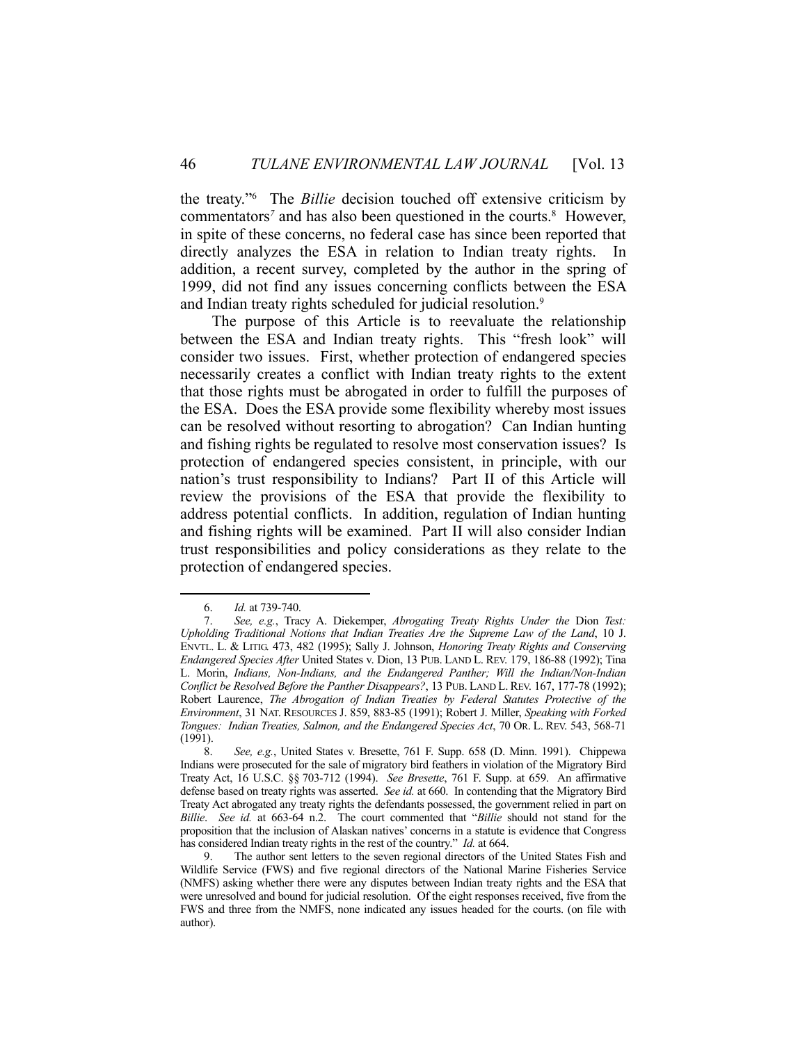the treaty."[6] The *Billie* decision touched off extensive criticism by commentators[7] and has also been questioned in the courts.[8] However, in spite of these concerns, no federal case has since been reported that directly analyzes the ESA in relation to Indian treaty rights. In addition, a recent survey, completed by the author in the spring of 1999, did not find any issues concerning conflicts between the ESA and Indian treaty rights scheduled for judicial resolution.[9]

The purpose of this Article is to reevaluate the relationship between the ESA and Indian treaty rights. This "fresh look" will consider two issues. First, whether protection of endangered species necessarily creates a conflict with Indian treaty rights to the extent that those rights must be abrogated in order to fulfill the purposes of the ESA. Does the ESA provide some flexibility whereby most issues can be resolved without resorting to abrogation? Can Indian hunting and fishing rights be regulated to resolve most conservation issues? Is protection of endangered species consistent, in principle, with our nation's trust responsibility to Indians? Part II of this Article will review the provisions of the ESA that provide the flexibility to address potential conflicts. In addition, regulation of Indian hunting and fishing rights will be examined. Part II will also consider Indian trust responsibilities and policy considerations as they relate to the protection of endangered species.

---

6. *Id.* at 739-740.

7. *See, e.g.*, Tracy A. Diekemper, *Abrogating Treaty Rights Under the* Dion *Test: Upholding Traditional Notions that Indian Treaties Are the Supreme Law of the Land*, 10 J. ENVTL. L. & LITIG. 473, 482 (1995); Sally J. Johnson, *Honoring Treaty Rights and Conserving Endangered Species After* United States v. Dion, 13 PUB. LAND L. REV. 179, 186-88 (1992); Tina L. Morin, *Indians, Non-Indians, and the Endangered Panther; Will the Indian/Non-Indian Conflict be Resolved Before the Panther Disappears?*, 13 PUB. LAND L. REV. 167, 177-78 (1992); Robert Laurence, *The Abrogation of Indian Treaties by Federal Statutes Protective of the Environment*, 31 NAT. RESOURCES J. 859, 883-85 (1991); Robert J. Miller, *Speaking with Forked Tongues: Indian Treaties, Salmon, and the Endangered Species Act*, 70 OR. L. REV. 543, 568-71 (1991).

8. *See, e.g.*, United States v. Bresette, 761 F. Supp. 658 (D. Minn. 1991). Chippewa Indians were prosecuted for the sale of migratory bird feathers in violation of the Migratory Bird Treaty Act, 16 U.S.C. §§ 703-712 (1994). *See Bresette*, 761 F. Supp. at 659. An affirmative defense based on treaty rights was asserted. *See id.* at 660. In contending that the Migratory Bird Treaty Act abrogated any treaty rights the defendants possessed, the government relied in part on *Billie*. *See id.* at 663-64 n.2. The court commented that "*Billie* should not stand for the proposition that the inclusion of Alaskan natives' concerns in a statute is evidence that Congress has considered Indian treaty rights in the rest of the country." *Id.* at 664.

9. The author sent letters to the seven regional directors of the United States Fish and Wildlife Service (FWS) and five regional directors of the National Marine Fisheries Service (NMFS) asking whether there were any disputes between Indian treaty rights and the ESA that were unresolved and bound for judicial resolution. Of the eight responses received, five from the FWS and three from the NMFS, none indicated any issues headed for the courts. (on file with author).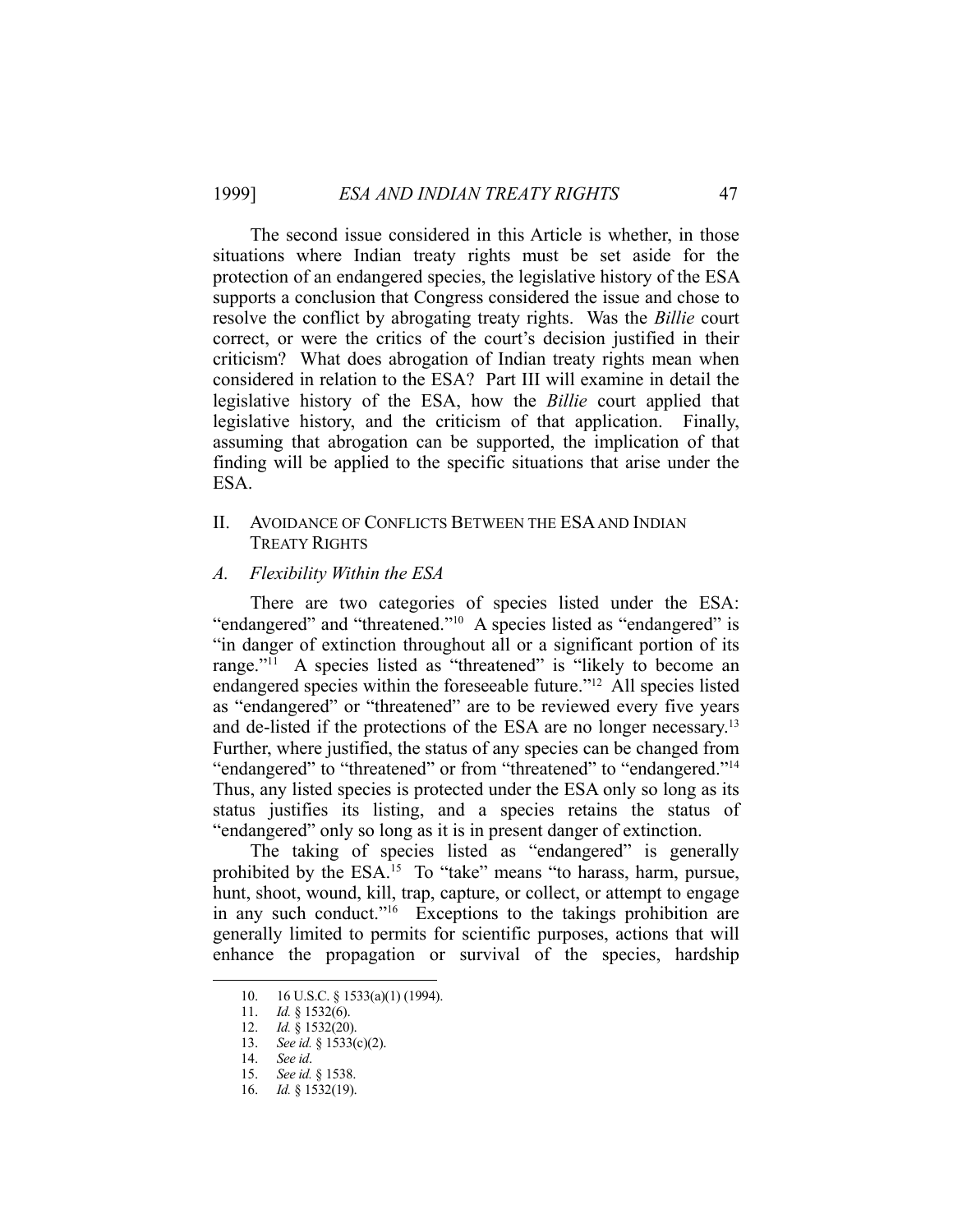The second issue considered in this Article is whether, in those situations where Indian treaty rights must be set aside for the protection of an endangered species, the legislative history of the ESA supports a conclusion that Congress considered the issue and chose to resolve the conflict by abrogating treaty rights. Was the *Billie* court correct, or were the critics of the court's decision justified in their criticism? What does abrogation of Indian treaty rights mean when considered in relation to the ESA? Part III will examine in detail the legislative history of the ESA, how the *Billie* court applied that legislative history, and the criticism of that application. Finally, assuming that abrogation can be supported, the implication of that finding will be applied to the specific situations that arise under the ESA.

## II. AVOIDANCE OF CONFLICTS BETWEEN THE ESA AND INDIAN TREATY RIGHTS

### *A. Flexibility Within the ESA*

There are two categories of species listed under the ESA: "endangered" and "threatened."[10] A species listed as "endangered" is "in danger of extinction throughout all or a significant portion of its range."[11] A species listed as "threatened" is "likely to become an endangered species within the foreseeable future."[12] All species listed as "endangered" or "threatened" are to be reviewed every five years and de-listed if the protections of the ESA are no longer necessary.[13] Further, where justified, the status of any species can be changed from "endangered" to "threatened" or from "threatened" to "endangered."[14] Thus, any listed species is protected under the ESA only so long as its status justifies its listing, and a species retains the status of "endangered" only so long as it is in present danger of extinction.

The taking of species listed as "endangered" is generally prohibited by the ESA.[15] To "take" means "to harass, harm, pursue, hunt, shoot, wound, kill, trap, capture, or collect, or attempt to engage in any such conduct."[16] Exceptions to the takings prohibition are generally limited to permits for scientific purposes, actions that will enhance the propagation or survival of the species, hardship

---

10. 16 U.S.C. § 1533(a)(1) (1994).
11. *Id.* § 1532(6).
12. *Id.* § 1532(20).
13. *See id.* § 1533(c)(2).
14. *See id*.
15. *See id.* § 1538.
16. *Id.* § 1532(19).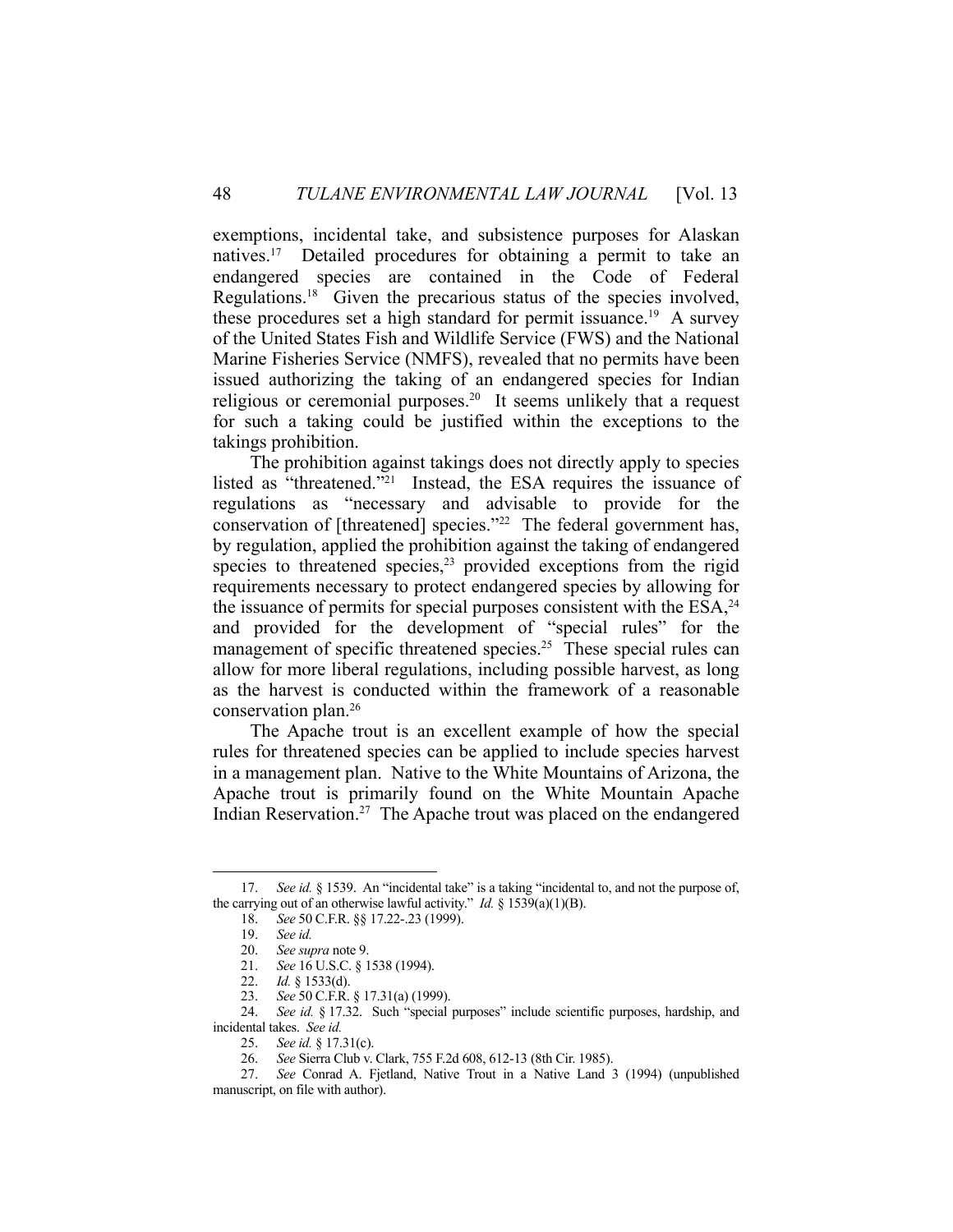exemptions, incidental take, and subsistence purposes for Alaskan natives.[17] Detailed procedures for obtaining a permit to take an endangered species are contained in the Code of Federal Regulations.[18] Given the precarious status of the species involved, these procedures set a high standard for permit issuance.[19] A survey of the United States Fish and Wildlife Service (FWS) and the National Marine Fisheries Service (NMFS), revealed that no permits have been issued authorizing the taking of an endangered species for Indian religious or ceremonial purposes.[20] It seems unlikely that a request for such a taking could be justified within the exceptions to the takings prohibition.

The prohibition against takings does not directly apply to species listed as "threatened."[21] Instead, the ESA requires the issuance of regulations as "necessary and advisable to provide for the conservation of [threatened] species."[22] The federal government has, by regulation, applied the prohibition against the taking of endangered species to threatened species,[23] provided exceptions from the rigid requirements necessary to protect endangered species by allowing for the issuance of permits for special purposes consistent with the ESA,[24] and provided for the development of "special rules" for the management of specific threatened species.[25] These special rules can allow for more liberal regulations, including possible harvest, as long as the harvest is conducted within the framework of a reasonable conservation plan.[26]

The Apache trout is an excellent example of how the special rules for threatened species can be applied to include species harvest in a management plan. Native to the White Mountains of Arizona, the Apache trout is primarily found on the White Mountain Apache Indian Reservation.[27] The Apache trout was placed on the endangered

---

17. *See id.* § 1539. An "incidental take" is a taking "incidental to, and not the purpose of, the carrying out of an otherwise lawful activity." *Id.* § 1539(a)(1)(B).

18. *See* 50 C.F.R. §§ 17.22-.23 (1999).

19. *See id.*

20. *See supra* note 9.

21. *See* 16 U.S.C. § 1538 (1994).

22. *Id.* § 1533(d).

23. *See* 50 C.F.R. § 17.31(a) (1999).

24. *See id.* § 17.32. Such "special purposes" include scientific purposes, hardship, and incidental takes. *See id.*

25. *See id.* § 17.31(c).

26. *See* Sierra Club v. Clark, 755 F.2d 608, 612-13 (8th Cir. 1985).

27. *See* Conrad A. Fjetland, Native Trout in a Native Land 3 (1994) (unpublished manuscript, on file with author).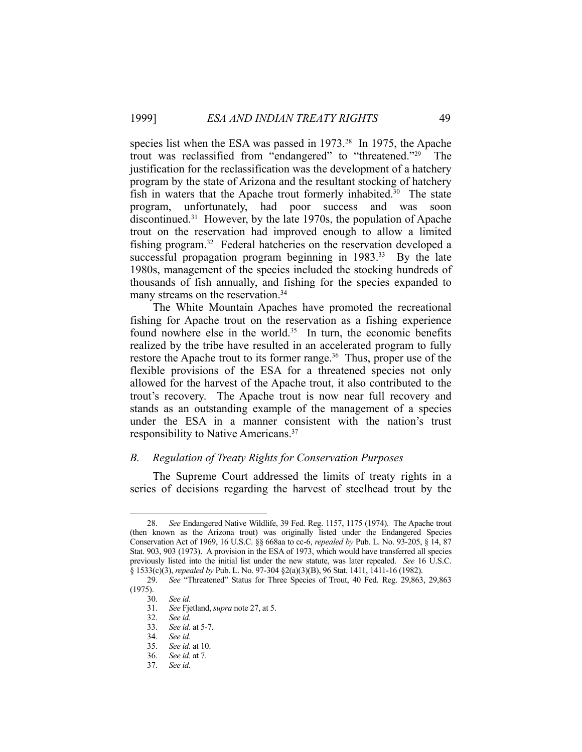species list when the ESA was passed in 1973.[28] In 1975, the Apache trout was reclassified from "endangered" to "threatened."[29] The justification for the reclassification was the development of a hatchery program by the state of Arizona and the resultant stocking of hatchery fish in waters that the Apache trout formerly inhabited.[30] The state program, unfortunately, had poor success and was soon discontinued.[31] However, by the late 1970s, the population of Apache trout on the reservation had improved enough to allow a limited fishing program.[32] Federal hatcheries on the reservation developed a successful propagation program beginning in 1983.[33] By the late 1980s, management of the species included the stocking hundreds of thousands of fish annually, and fishing for the species expanded to many streams on the reservation.[34]

The White Mountain Apaches have promoted the recreational fishing for Apache trout on the reservation as a fishing experience found nowhere else in the world.[35] In turn, the economic benefits realized by the tribe have resulted in an accelerated program to fully restore the Apache trout to its former range.[36] Thus, proper use of the flexible provisions of the ESA for a threatened species not only allowed for the harvest of the Apache trout, it also contributed to the trout's recovery. The Apache trout is now near full recovery and stands as an outstanding example of the management of a species under the ESA in a manner consistent with the nation's trust responsibility to Native Americans.[37]

### *B. Regulation of Treaty Rights for Conservation Purposes*

The Supreme Court addressed the limits of treaty rights in a series of decisions regarding the harvest of steelhead trout by the

---

28. *See* Endangered Native Wildlife, 39 Fed. Reg. 1157, 1175 (1974). The Apache trout (then known as the Arizona trout) was originally listed under the Endangered Species Conservation Act of 1969, 16 U.S.C. §§ 668aa to cc-6, *repealed by* Pub. L. No. 93-205, § 14, 87 Stat. 903, 903 (1973). A provision in the ESA of 1973, which would have transferred all species previously listed into the initial list under the new statute, was later repealed. *See* 16 U.S.C. § 1533(c)(3), *repealed by* Pub. L. No. 97-304 §2(a)(3)(B), 96 Stat. 1411, 1411-16 (1982).

29. *See* "Threatened" Status for Three Species of Trout, 40 Fed. Reg. 29,863, 29,863 (1975).

30. *See id.*

31. *See* Fjetland, *supra* note 27, at 5.

32. *See id.*

33. *See id.* at 5-7.

34. *See id.*

35. *See id.* at 10.

36. *See id.* at 7.

37. *See id.*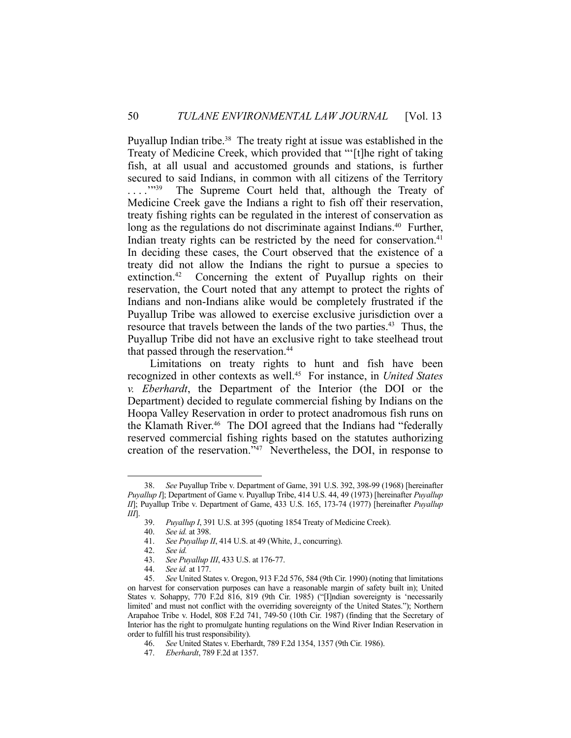Puyallup Indian tribe.[38] The treaty right at issue was established in the Treaty of Medicine Creek, which provided that "'[t]he right of taking fish, at all usual and accustomed grounds and stations, is further secured to said Indians, in common with all citizens of the Territory . . . .'"[39] The Supreme Court held that, although the Treaty of Medicine Creek gave the Indians a right to fish off their reservation, treaty fishing rights can be regulated in the interest of conservation as long as the regulations do not discriminate against Indians.[40] Further, Indian treaty rights can be restricted by the need for conservation.[41] In deciding these cases, the Court observed that the existence of a treaty did not allow the Indians the right to pursue a species to extinction.[42] Concerning the extent of Puyallup rights on their reservation, the Court noted that any attempt to protect the rights of Indians and non-Indians alike would be completely frustrated if the Puyallup Tribe was allowed to exercise exclusive jurisdiction over a resource that travels between the lands of the two parties.[43] Thus, the Puyallup Tribe did not have an exclusive right to take steelhead trout that passed through the reservation.[44]

Limitations on treaty rights to hunt and fish have been recognized in other contexts as well.[45] For instance, in *United States v. Eberhardt*, the Department of the Interior (the DOI or the Department) decided to regulate commercial fishing by Indians on the Hoopa Valley Reservation in order to protect anadromous fish runs on the Klamath River.[46] The DOI agreed that the Indians had "federally reserved commercial fishing rights based on the statutes authorizing creation of the reservation."[47] Nevertheless, the DOI, in response to

---

38. *See* Puyallup Tribe v. Department of Game, 391 U.S. 392, 398-99 (1968) [hereinafter *Puyallup I*]; Department of Game v. Puyallup Tribe, 414 U.S. 44, 49 (1973) [hereinafter *Puyallup II*]; Puyallup Tribe v. Department of Game, 433 U.S. 165, 173-74 (1977) [hereinafter *Puyallup III*].

39. *Puyallup I*, 391 U.S. at 395 (quoting 1854 Treaty of Medicine Creek).

40. *See id.* at 398.

41. *See Puyallup II*, 414 U.S. at 49 (White, J., concurring).

42. *See id.*

43. *See Puyallup III*, 433 U.S. at 176-77.

44. *See id.* at 177.

45. *See* United States v. Oregon, 913 F.2d 576, 584 (9th Cir. 1990) (noting that limitations on harvest for conservation purposes can have a reasonable margin of safety built in); United States v. Sohappy, 770 F.2d 816, 819 (9th Cir. 1985) ("[I]ndian sovereignty is 'necessarily limited' and must not conflict with the overriding sovereignty of the United States."); Northern Arapahoe Tribe v. Hodel, 808 F.2d 741, 749-50 (10th Cir. 1987) (finding that the Secretary of Interior has the right to promulgate hunting regulations on the Wind River Indian Reservation in order to fulfill his trust responsibility).

46. *See* United States v. Eberhardt, 789 F.2d 1354, 1357 (9th Cir. 1986).

47. *Eberhardt*, 789 F.2d at 1357.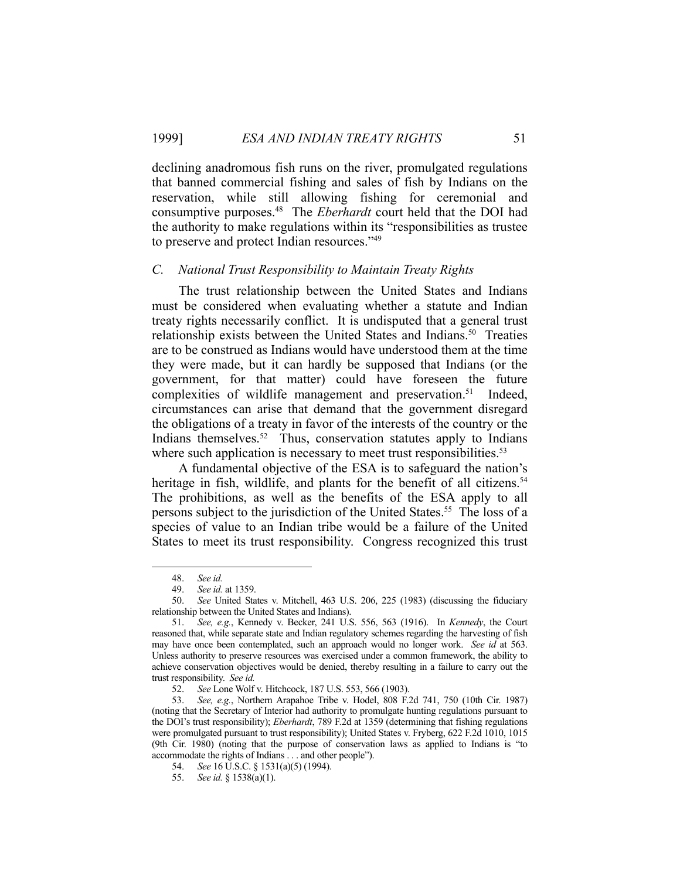declining anadromous fish runs on the river, promulgated regulations that banned commercial fishing and sales of fish by Indians on the reservation, while still allowing fishing for ceremonial and consumptive purposes.[48] The *Eberhardt* court held that the DOI had the authority to make regulations within its "responsibilities as trustee to preserve and protect Indian resources."[49]

### *C. National Trust Responsibility to Maintain Treaty Rights*

The trust relationship between the United States and Indians must be considered when evaluating whether a statute and Indian treaty rights necessarily conflict. It is undisputed that a general trust relationship exists between the United States and Indians.[50] Treaties are to be construed as Indians would have understood them at the time they were made, but it can hardly be supposed that Indians (or the government, for that matter) could have foreseen the future complexities of wildlife management and preservation.[51] Indeed, circumstances can arise that demand that the government disregard the obligations of a treaty in favor of the interests of the country or the Indians themselves.[52] Thus, conservation statutes apply to Indians where such application is necessary to meet trust responsibilities.[53]

A fundamental objective of the ESA is to safeguard the nation's heritage in fish, wildlife, and plants for the benefit of all citizens.[54] The prohibitions, as well as the benefits of the ESA apply to all persons subject to the jurisdiction of the United States.[55] The loss of a species of value to an Indian tribe would be a failure of the United States to meet its trust responsibility. Congress recognized this trust

---

48. *See id.*

49. *See id.* at 1359.

50. *See* United States v. Mitchell, 463 U.S. 206, 225 (1983) (discussing the fiduciary relationship between the United States and Indians).

51. *See, e.g.*, Kennedy v. Becker, 241 U.S. 556, 563 (1916). In *Kennedy*, the Court reasoned that, while separate state and Indian regulatory schemes regarding the harvesting of fish may have once been contemplated, such an approach would no longer work. *See id* at 563. Unless authority to preserve resources was exercised under a common framework, the ability to achieve conservation objectives would be denied, thereby resulting in a failure to carry out the trust responsibility. *See id.*

52. *See* Lone Wolf v. Hitchcock, 187 U.S. 553, 566 (1903).

53. *See, e.g.*, Northern Arapahoe Tribe v. Hodel, 808 F.2d 741, 750 (10th Cir. 1987) (noting that the Secretary of Interior had authority to promulgate hunting regulations pursuant to the DOI's trust responsibility); *Eberhardt*, 789 F.2d at 1359 (determining that fishing regulations were promulgated pursuant to trust responsibility); United States v. Fryberg, 622 F.2d 1010, 1015 (9th Cir. 1980) (noting that the purpose of conservation laws as applied to Indians is "to accommodate the rights of Indians . . . and other people").

54. *See* 16 U.S.C. § 1531(a)(5) (1994).

55. *See id.* § 1538(a)(1).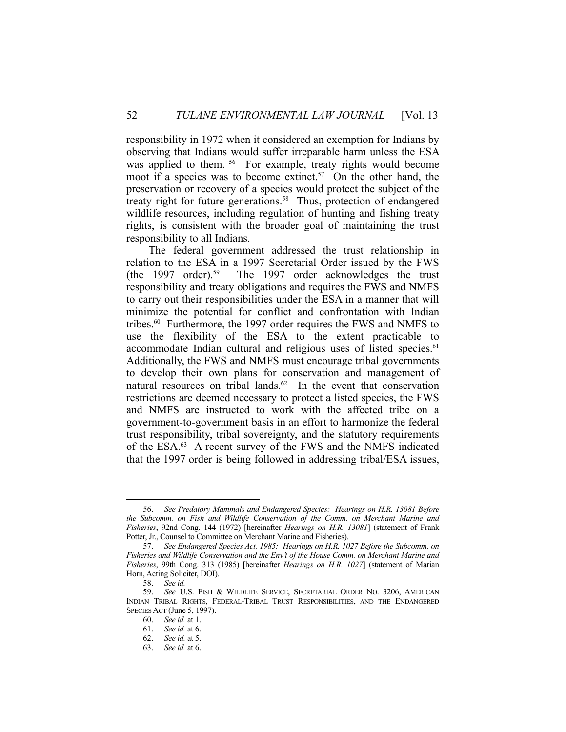responsibility in 1972 when it considered an exemption for Indians by observing that Indians would suffer irreparable harm unless the ESA was applied to them. [56] For example, treaty rights would become moot if a species was to become extinct.[57] On the other hand, the preservation or recovery of a species would protect the subject of the treaty right for future generations.[58] Thus, protection of endangered wildlife resources, including regulation of hunting and fishing treaty rights, is consistent with the broader goal of maintaining the trust responsibility to all Indians.

The federal government addressed the trust relationship in relation to the ESA in a 1997 Secretarial Order issued by the FWS (the 1997 order).[59] The 1997 order acknowledges the trust responsibility and treaty obligations and requires the FWS and NMFS to carry out their responsibilities under the ESA in a manner that will minimize the potential for conflict and confrontation with Indian tribes.[60] Furthermore, the 1997 order requires the FWS and NMFS to use the flexibility of the ESA to the extent practicable to accommodate Indian cultural and religious uses of listed species.[61] Additionally, the FWS and NMFS must encourage tribal governments to develop their own plans for conservation and management of natural resources on tribal lands.[62] In the event that conservation restrictions are deemed necessary to protect a listed species, the FWS and NMFS are instructed to work with the affected tribe on a government-to-government basis in an effort to harmonize the federal trust responsibility, tribal sovereignty, and the statutory requirements of the ESA.[63] A recent survey of the FWS and the NMFS indicated that the 1997 order is being followed in addressing tribal/ESA issues,

---

56. *See Predatory Mammals and Endangered Species: Hearings on H.R. 13081 Before the Subcomm. on Fish and Wildlife Conservation of the Comm. on Merchant Marine and Fisheries*, 92nd Cong. 144 (1972) [hereinafter *Hearings on H.R. 13081*] (statement of Frank Potter, Jr., Counsel to Committee on Merchant Marine and Fisheries).

57. *See Endangered Species Act, 1985: Hearings on H.R. 1027 Before the Subcomm. on Fisheries and Wildlife Conservation and the Env't of the House Comm. on Merchant Marine and Fisheries*, 99th Cong. 313 (1985) [hereinafter *Hearings on H.R. 1027*] (statement of Marian Horn, Acting Soliciter, DOI).

58. *See id.*

59. *See* U.S. FISH & WILDLIFE SERVICE, SECRETARIAL ORDER NO. 3206, AMERICAN INDIAN TRIBAL RIGHTS, FEDERAL-TRIBAL TRUST RESPONSIBILITIES, AND THE ENDANGERED SPECIES ACT (June 5, 1997).

60. *See id.* at 1.

61. *See id.* at 6.

62. *See id.* at 5.

63. *See id.* at 6.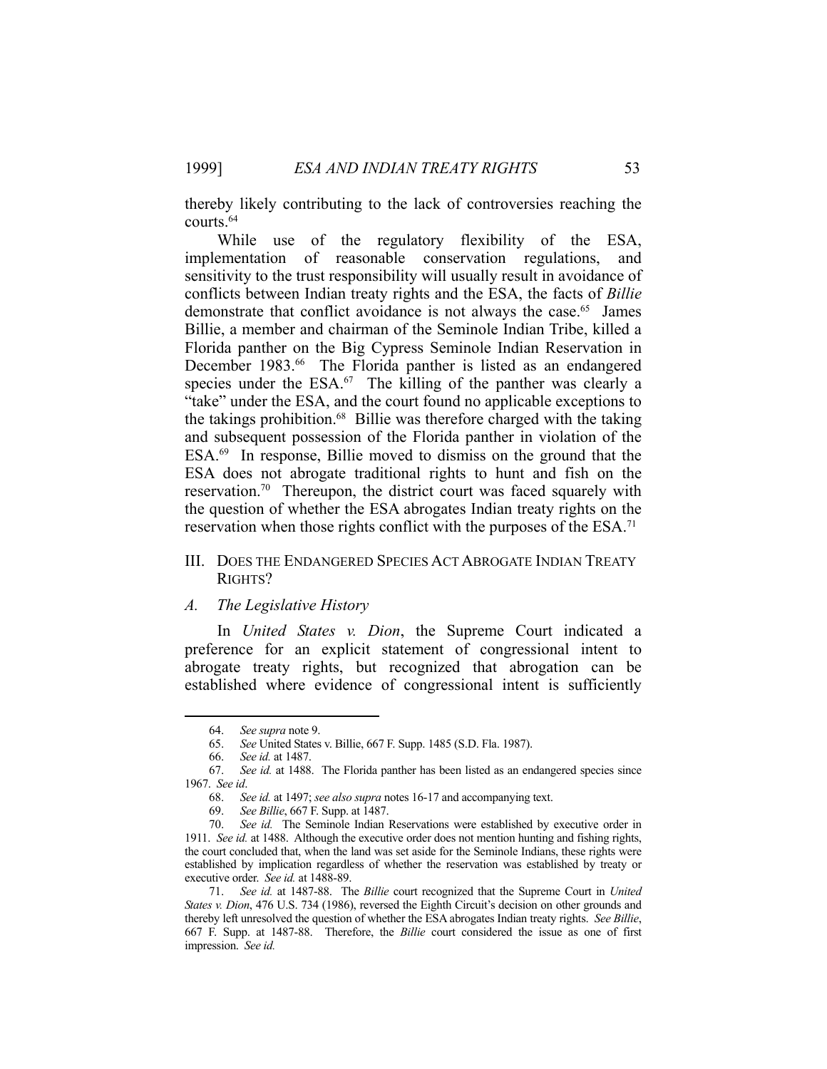thereby likely contributing to the lack of controversies reaching the courts.[64]

While use of the regulatory flexibility of the ESA, implementation of reasonable conservation regulations, and sensitivity to the trust responsibility will usually result in avoidance of conflicts between Indian treaty rights and the ESA, the facts of *Billie* demonstrate that conflict avoidance is not always the case.[65] James Billie, a member and chairman of the Seminole Indian Tribe, killed a Florida panther on the Big Cypress Seminole Indian Reservation in December 1983.[66] The Florida panther is listed as an endangered species under the ESA.[67] The killing of the panther was clearly a "take" under the ESA, and the court found no applicable exceptions to the takings prohibition.[68] Billie was therefore charged with the taking and subsequent possession of the Florida panther in violation of the ESA.[69] In response, Billie moved to dismiss on the ground that the ESA does not abrogate traditional rights to hunt and fish on the reservation.[70] Thereupon, the district court was faced squarely with the question of whether the ESA abrogates Indian treaty rights on the reservation when those rights conflict with the purposes of the ESA.[71]

## III. DOES THE ENDANGERED SPECIES ACT ABROGATE INDIAN TREATY RIGHTS?

### *A. The Legislative History*

In *United States v. Dion*, the Supreme Court indicated a preference for an explicit statement of congressional intent to abrogate treaty rights, but recognized that abrogation can be established where evidence of congressional intent is sufficiently

---

64. *See supra* note 9.

65. *See* United States v. Billie, 667 F. Supp. 1485 (S.D. Fla. 1987).

66. *See id.* at 1487.

67. *See id.* at 1488. The Florida panther has been listed as an endangered species since 1967. *See id*.

68. *See id.* at 1497; *see also supra* notes 16-17 and accompanying text.

69. *See Billie*, 667 F. Supp. at 1487.

70. *See id.* The Seminole Indian Reservations were established by executive order in 1911. *See id.* at 1488. Although the executive order does not mention hunting and fishing rights, the court concluded that, when the land was set aside for the Seminole Indians, these rights were established by implication regardless of whether the reservation was established by treaty or executive order. *See id.* at 1488-89.

71. *See id.* at 1487-88. The *Billie* court recognized that the Supreme Court in *United States v. Dion*, 476 U.S. 734 (1986), reversed the Eighth Circuit's decision on other grounds and thereby left unresolved the question of whether the ESA abrogates Indian treaty rights. *See Billie*, 667 F. Supp. at 1487-88. Therefore, the *Billie* court considered the issue as one of first impression. *See id.*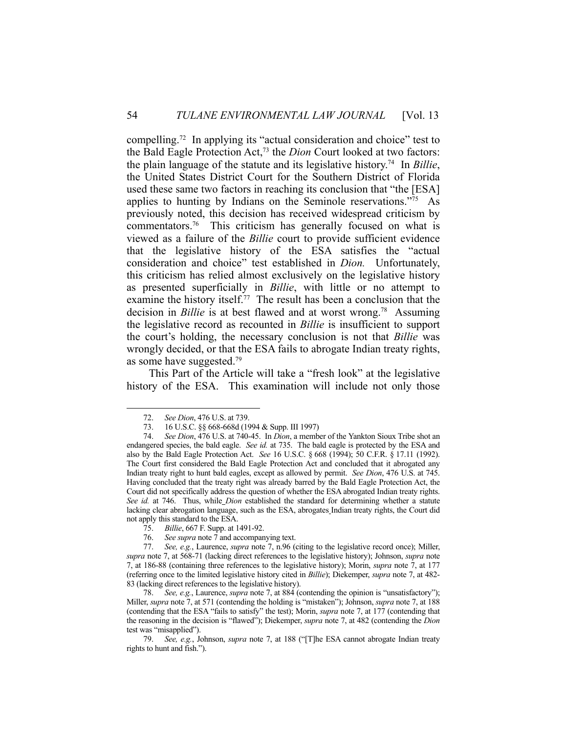compelling.[72] In applying its "actual consideration and choice" test to the Bald Eagle Protection Act,[73] the *Dion* Court looked at two factors: the plain language of the statute and its legislative history.[74] In *Billie*, the United States District Court for the Southern District of Florida used these same two factors in reaching its conclusion that "the [ESA] applies to hunting by Indians on the Seminole reservations."[75] As previously noted, this decision has received widespread criticism by commentators.[76] This criticism has generally focused on what is viewed as a failure of the *Billie* court to provide sufficient evidence that the legislative history of the ESA satisfies the "actual consideration and choice" test established in *Dion.* Unfortunately, this criticism has relied almost exclusively on the legislative history as presented superficially in *Billie*, with little or no attempt to examine the history itself.[77] The result has been a conclusion that the decision in *Billie* is at best flawed and at worst wrong.[78] Assuming the legislative record as recounted in *Billie* is insufficient to support the court's holding, the necessary conclusion is not that *Billie* was wrongly decided, or that the ESA fails to abrogate Indian treaty rights, as some have suggested.[79]

This Part of the Article will take a "fresh look" at the legislative history of the ESA. This examination will include not only those

---

72. *See Dion*, 476 U.S. at 739.

73. 16 U.S.C. §§ 668-668d (1994 & Supp. III 1997)

74. *See Dion*, 476 U.S. at 740-45. In *Dion*, a member of the Yankton Sioux Tribe shot an endangered species, the bald eagle. *See id.* at 735. The bald eagle is protected by the ESA and also by the Bald Eagle Protection Act. *See* 16 U.S.C. § 668 (1994); 50 C.F.R. § 17.11 (1992). The Court first considered the Bald Eagle Protection Act and concluded that it abrogated any Indian treaty right to hunt bald eagles, except as allowed by permit. *See Dion*, 476 U.S. at 745. Having concluded that the treaty right was already barred by the Bald Eagle Protection Act, the Court did not specifically address the question of whether the ESA abrogated Indian treaty rights. *See id.* at 746. Thus, while *Dion* established the standard for determining whether a statute lacking clear abrogation language, such as the ESA, abrogates Indian treaty rights, the Court did not apply this standard to the ESA.

75. *Billie*, 667 F. Supp. at 1491-92.

76. *See supra* note 7 and accompanying text.

77. *See, e.g.*, Laurence, *supra* note 7, n.96 (citing to the legislative record once); Miller, *supra* note 7, at 568-71 (lacking direct references to the legislative history); Johnson, *supra* note 7, at 186-88 (containing three references to the legislative history); Morin, *supra* note 7, at 177 (referring once to the limited legislative history cited in *Billie*); Diekemper, *supra* note 7, at 482-83 (lacking direct references to the legislative history).

78. *See, e.g.*, Laurence, *supra* note 7, at 884 (contending the opinion is "unsatisfactory"); Miller, *supra* note 7, at 571 (contending the holding is "mistaken"); Johnson, *supra* note 7, at 188 (contending that the ESA "fails to satisfy" the test); Morin, *supra* note 7, at 177 (contending that the reasoning in the decision is "flawed"); Diekemper, *supra* note 7, at 482 (contending the *Dion* test was "misapplied").

79. *See, e.g.*, Johnson, *supra* note 7, at 188 ("[T]he ESA cannot abrogate Indian treaty rights to hunt and fish.").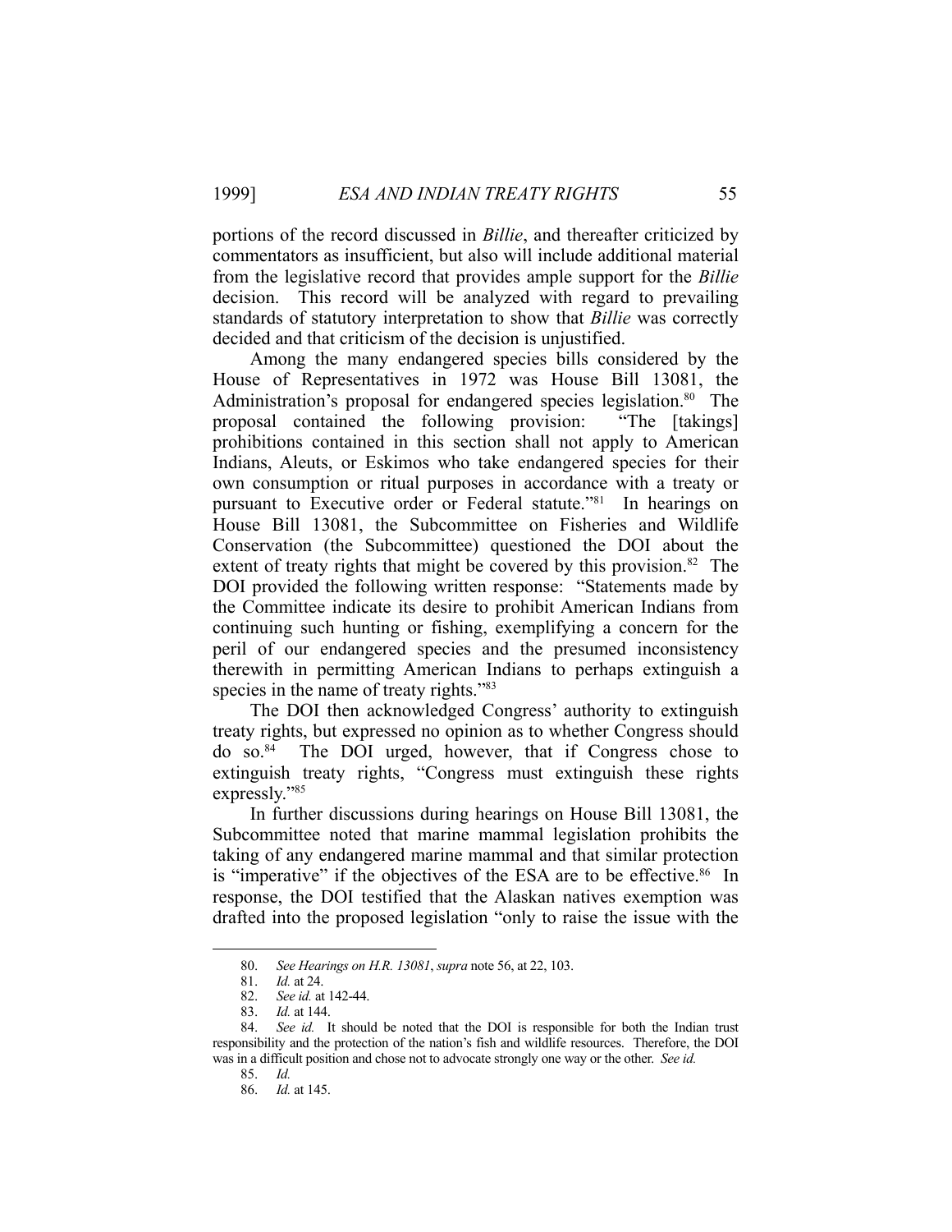portions of the record discussed in *Billie*, and thereafter criticized by commentators as insufficient, but also will include additional material from the legislative record that provides ample support for the *Billie* decision. This record will be analyzed with regard to prevailing standards of statutory interpretation to show that *Billie* was correctly decided and that criticism of the decision is unjustified.

Among the many endangered species bills considered by the House of Representatives in 1972 was House Bill 13081, the Administration's proposal for endangered species legislation.[80] The proposal contained the following provision: "The [takings] prohibitions contained in this section shall not apply to American Indians, Aleuts, or Eskimos who take endangered species for their own consumption or ritual purposes in accordance with a treaty or pursuant to Executive order or Federal statute."[81] In hearings on House Bill 13081, the Subcommittee on Fisheries and Wildlife Conservation (the Subcommittee) questioned the DOI about the extent of treaty rights that might be covered by this provision.[82] The DOI provided the following written response: "Statements made by the Committee indicate its desire to prohibit American Indians from continuing such hunting or fishing, exemplifying a concern for the peril of our endangered species and the presumed inconsistency therewith in permitting American Indians to perhaps extinguish a species in the name of treaty rights."[83]

The DOI then acknowledged Congress' authority to extinguish treaty rights, but expressed no opinion as to whether Congress should do so.[84] The DOI urged, however, that if Congress chose to extinguish treaty rights, "Congress must extinguish these rights expressly."[85]

In further discussions during hearings on House Bill 13081, the Subcommittee noted that marine mammal legislation prohibits the taking of any endangered marine mammal and that similar protection is "imperative" if the objectives of the ESA are to be effective.[86] In response, the DOI testified that the Alaskan natives exemption was drafted into the proposed legislation "only to raise the issue with the

---

80. *See Hearings on H.R. 13081*, *supra* note 56, at 22, 103.

81. *Id.* at 24.

82. *See id.* at 142-44.

83. *Id.* at 144.

84. *See id.* It should be noted that the DOI is responsible for both the Indian trust responsibility and the protection of the nation's fish and wildlife resources. Therefore, the DOI was in a difficult position and chose not to advocate strongly one way or the other. *See id.*

85. *Id.*

86. *Id.* at 145.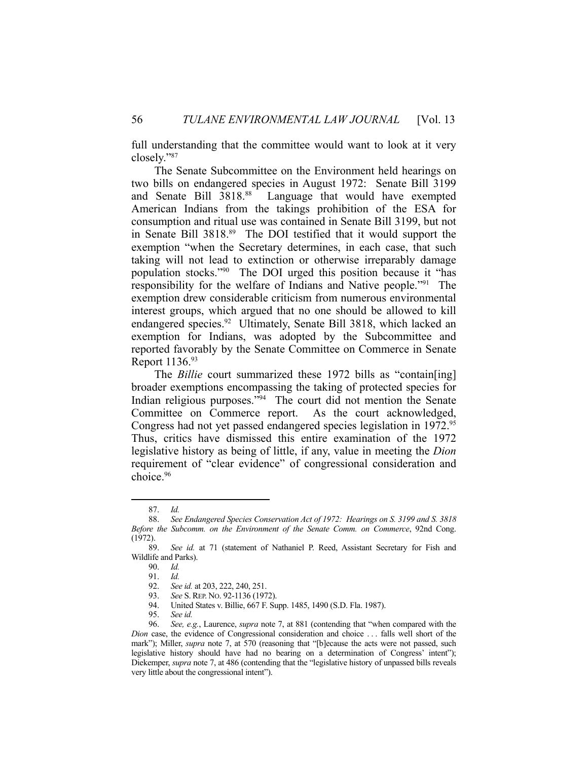full understanding that the committee would want to look at it very closely."[87]

The Senate Subcommittee on the Environment held hearings on two bills on endangered species in August 1972: Senate Bill 3199 and Senate Bill 3818.[88] Language that would have exempted American Indians from the takings prohibition of the ESA for consumption and ritual use was contained in Senate Bill 3199, but not in Senate Bill 3818.[89] The DOI testified that it would support the exemption "when the Secretary determines, in each case, that such taking will not lead to extinction or otherwise irreparably damage population stocks."[90] The DOI urged this position because it "has responsibility for the welfare of Indians and Native people."[91] The exemption drew considerable criticism from numerous environmental interest groups, which argued that no one should be allowed to kill endangered species.[92] Ultimately, Senate Bill 3818, which lacked an exemption for Indians, was adopted by the Subcommittee and reported favorably by the Senate Committee on Commerce in Senate Report 1136.[93]

The *Billie* court summarized these 1972 bills as "contain[ing] broader exemptions encompassing the taking of protected species for Indian religious purposes."[94] The court did not mention the Senate Committee on Commerce report. As the court acknowledged, Congress had not yet passed endangered species legislation in 1972.[95] Thus, critics have dismissed this entire examination of the 1972 legislative history as being of little, if any, value in meeting the *Dion* requirement of "clear evidence" of congressional consideration and choice.[96]

---

87. *Id.*

88. *See Endangered Species Conservation Act of 1972: Hearings on S. 3199 and S. 3818 Before the Subcomm. on the Environment of the Senate Comm. on Commerce*, 92nd Cong. (1972).

89. *See id.* at 71 (statement of Nathaniel P. Reed, Assistant Secretary for Fish and Wildlife and Parks).

90. *Id.*

91. *Id.*

92. *See id.* at 203, 222, 240, 251.

93. *See* S. REP. NO. 92-1136 (1972).

94. United States v. Billie, 667 F. Supp. 1485, 1490 (S.D. Fla. 1987).

95. *See id.*

96. *See, e.g.*, Laurence, *supra* note 7, at 881 (contending that "when compared with the *Dion* case, the evidence of Congressional consideration and choice . . . falls well short of the mark"); Miller, *supra* note 7, at 570 (reasoning that "[b]ecause the acts were not passed, such legislative history should have had no bearing on a determination of Congress' intent"); Diekemper, *supra* note 7, at 486 (contending that the "legislative history of unpassed bills reveals very little about the congressional intent").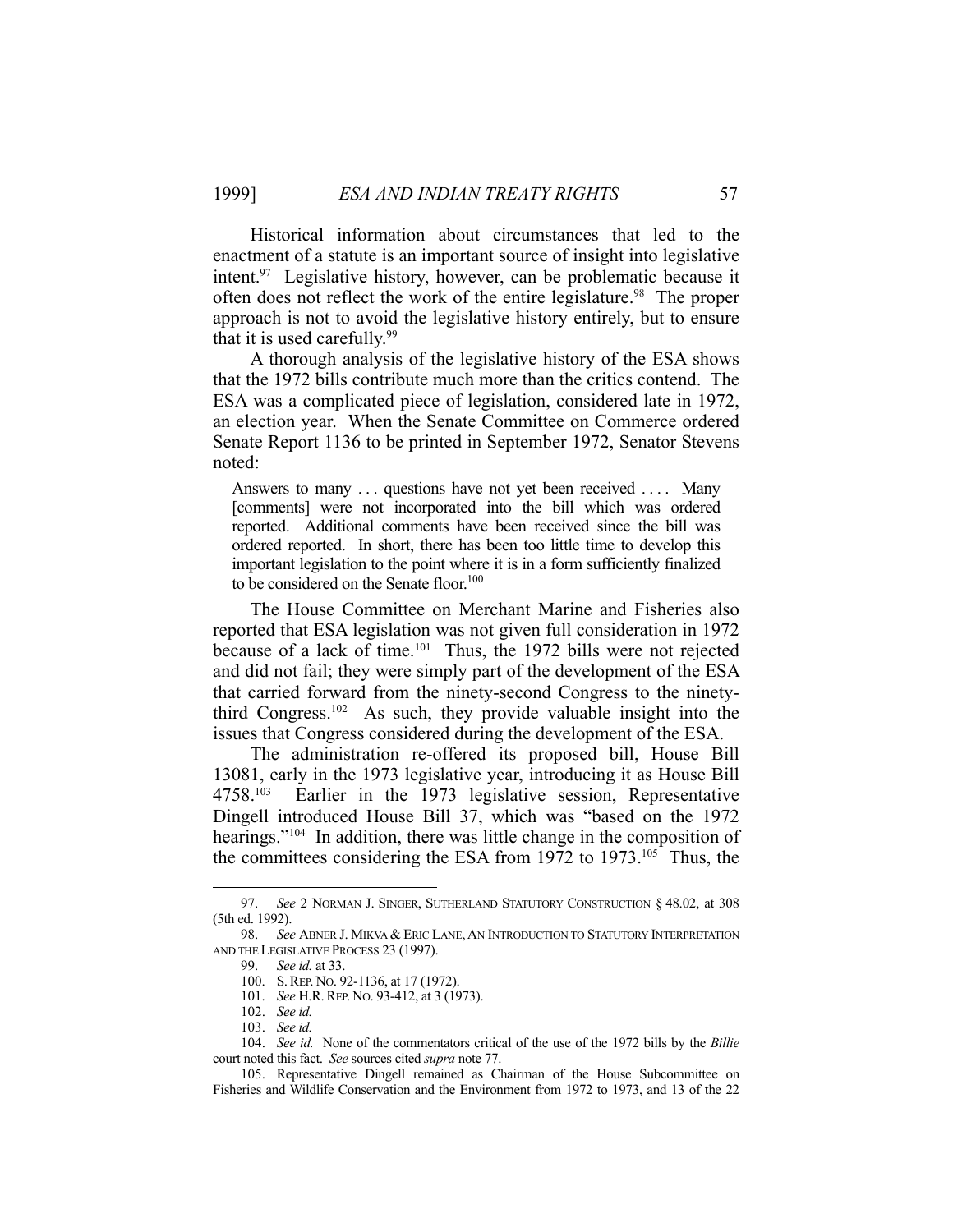Historical information about circumstances that led to the enactment of a statute is an important source of insight into legislative intent.[97] Legislative history, however, can be problematic because it often does not reflect the work of the entire legislature.[98] The proper approach is not to avoid the legislative history entirely, but to ensure that it is used carefully.[99]

A thorough analysis of the legislative history of the ESA shows that the 1972 bills contribute much more than the critics contend. The ESA was a complicated piece of legislation, considered late in 1972, an election year. When the Senate Committee on Commerce ordered Senate Report 1136 to be printed in September 1972, Senator Stevens noted:

> Answers to many . . . questions have not yet been received . . . . Many [comments] were not incorporated into the bill which was ordered reported. Additional comments have been received since the bill was ordered reported. In short, there has been too little time to develop this important legislation to the point where it is in a form sufficiently finalized to be considered on the Senate floor.[100]

The House Committee on Merchant Marine and Fisheries also reported that ESA legislation was not given full consideration in 1972 because of a lack of time.[101] Thus, the 1972 bills were not rejected and did not fail; they were simply part of the development of the ESA that carried forward from the ninety-second Congress to the ninety-third Congress.[102] As such, they provide valuable insight into the issues that Congress considered during the development of the ESA.

The administration re-offered its proposed bill, House Bill 13081, early in the 1973 legislative year, introducing it as House Bill 4758.[103] Earlier in the 1973 legislative session, Representative Dingell introduced House Bill 37, which was "based on the 1972 hearings."[104] In addition, there was little change in the composition of the committees considering the ESA from 1972 to 1973.[105] Thus, the

---

97. *See* 2 NORMAN J. SINGER, SUTHERLAND STATUTORY CONSTRUCTION § 48.02, at 308 (5th ed. 1992).

98. *See* ABNER J. MIKVA & ERIC LANE, AN INTRODUCTION TO STATUTORY INTERPRETATION AND THE LEGISLATIVE PROCESS 23 (1997).

99. *See id.* at 33.

100. S. REP. NO. 92-1136, at 17 (1972).

101. *See* H.R. REP. NO. 93-412, at 3 (1973).

102. *See id.*

103. *See id.*

104. *See id.* None of the commentators critical of the use of the 1972 bills by the *Billie* court noted this fact. *See* sources cited *supra* note 77.

105. Representative Dingell remained as Chairman of the House Subcommittee on Fisheries and Wildlife Conservation and the Environment from 1972 to 1973, and 13 of the 22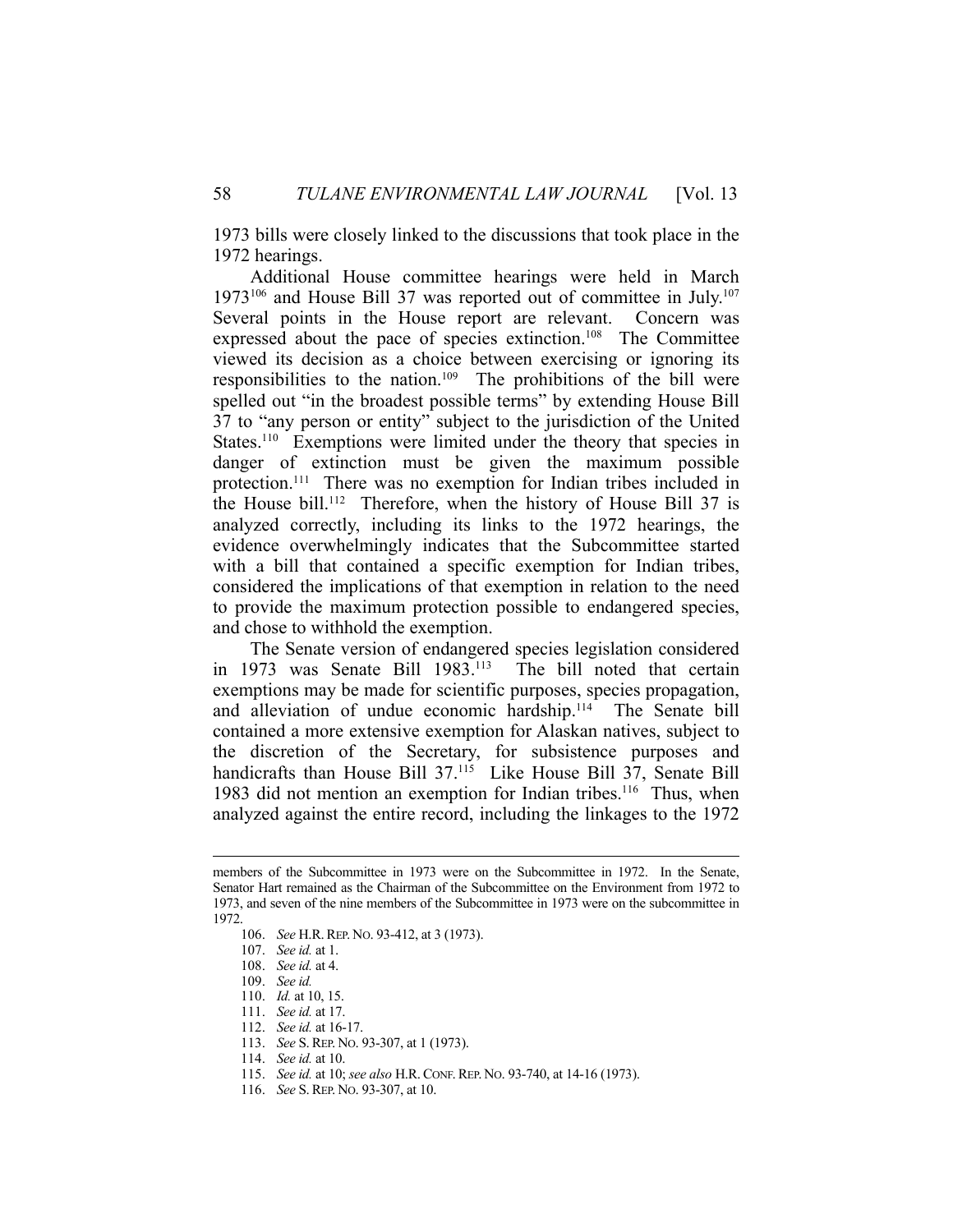1973 bills were closely linked to the discussions that took place in the 1972 hearings.

Additional House committee hearings were held in March 1973[106] and House Bill 37 was reported out of committee in July.[107] Several points in the House report are relevant. Concern was expressed about the pace of species extinction.[108] The Committee viewed its decision as a choice between exercising or ignoring its responsibilities to the nation.[109] The prohibitions of the bill were spelled out "in the broadest possible terms" by extending House Bill 37 to "any person or entity" subject to the jurisdiction of the United States.[110] Exemptions were limited under the theory that species in danger of extinction must be given the maximum possible protection.[111] There was no exemption for Indian tribes included in the House bill.[112] Therefore, when the history of House Bill 37 is analyzed correctly, including its links to the 1972 hearings, the evidence overwhelmingly indicates that the Subcommittee started with a bill that contained a specific exemption for Indian tribes, considered the implications of that exemption in relation to the need to provide the maximum protection possible to endangered species, and chose to withhold the exemption.

The Senate version of endangered species legislation considered in 1973 was Senate Bill 1983.[113] The bill noted that certain exemptions may be made for scientific purposes, species propagation, and alleviation of undue economic hardship.[114] The Senate bill contained a more extensive exemption for Alaskan natives, subject to the discretion of the Secretary, for subsistence purposes and handicrafts than House Bill 37.[115] Like House Bill 37, Senate Bill 1983 did not mention an exemption for Indian tribes.[116] Thus, when analyzed against the entire record, including the linkages to the 1972

---

members of the Subcommittee in 1973 were on the Subcommittee in 1972. In the Senate, Senator Hart remained as the Chairman of the Subcommittee on the Environment from 1972 to 1973, and seven of the nine members of the Subcommittee in 1973 were on the subcommittee in 1972.

106. *See* H.R. REP. NO. 93-412, at 3 (1973).

107. *See id.* at 1.

108. *See id.* at 4.

109. *See id.*

110. *Id.* at 10, 15.

111. *See id.* at 17.

112. *See id.* at 16-17.

113. *See* S. REP. NO. 93-307, at 1 (1973).

114. *See id.* at 10.

115. *See id.* at 10; *see also* H.R. CONF. REP. NO. 93-740, at 14-16 (1973).

116. *See* S. REP. NO. 93-307, at 10.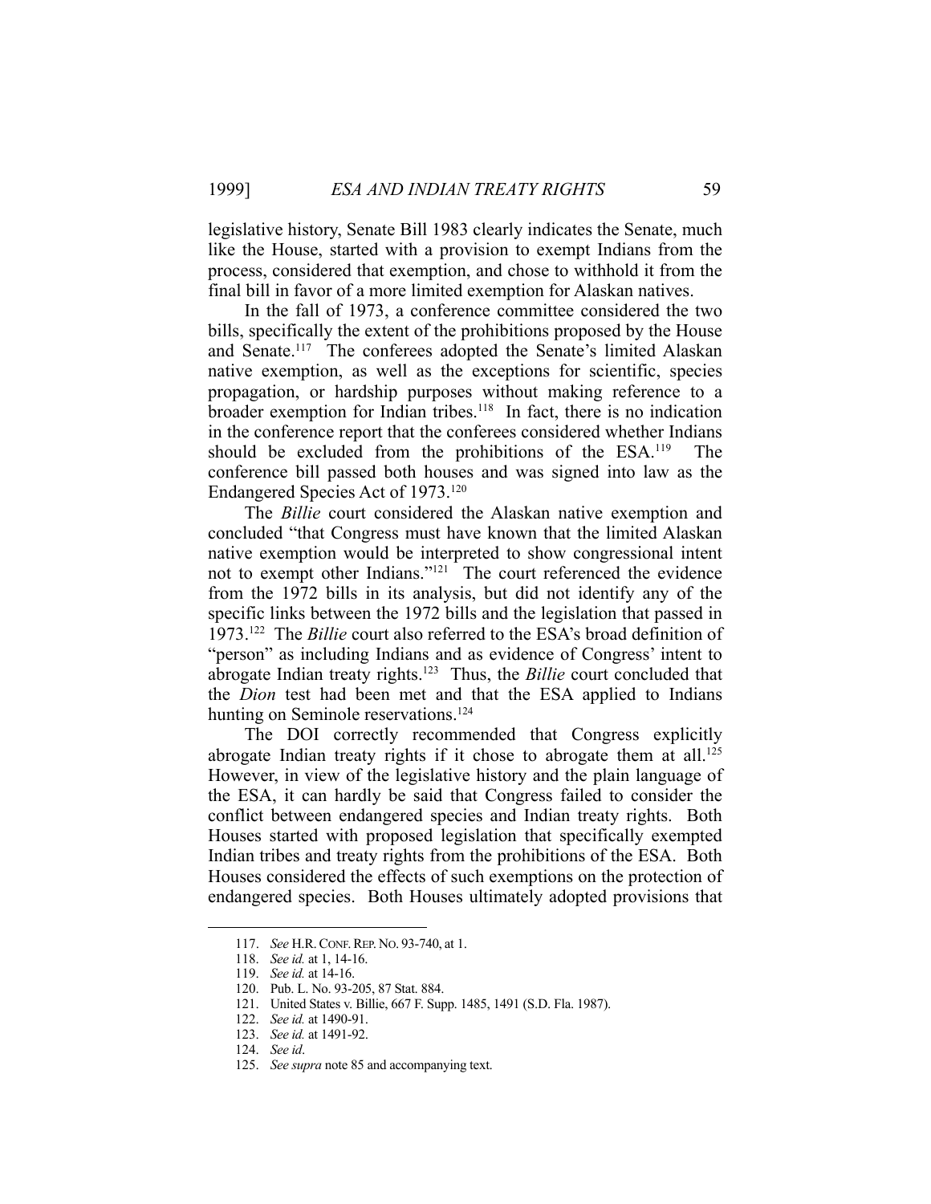legislative history, Senate Bill 1983 clearly indicates the Senate, much like the House, started with a provision to exempt Indians from the process, considered that exemption, and chose to withhold it from the final bill in favor of a more limited exemption for Alaskan natives.

In the fall of 1973, a conference committee considered the two bills, specifically the extent of the prohibitions proposed by the House and Senate.[117] The conferees adopted the Senate's limited Alaskan native exemption, as well as the exceptions for scientific, species propagation, or hardship purposes without making reference to a broader exemption for Indian tribes.[118] In fact, there is no indication in the conference report that the conferees considered whether Indians should be excluded from the prohibitions of the ESA.[119] The conference bill passed both houses and was signed into law as the Endangered Species Act of 1973.[120]

The *Billie* court considered the Alaskan native exemption and concluded "that Congress must have known that the limited Alaskan native exemption would be interpreted to show congressional intent not to exempt other Indians."[121] The court referenced the evidence from the 1972 bills in its analysis, but did not identify any of the specific links between the 1972 bills and the legislation that passed in 1973.[122] The *Billie* court also referred to the ESA's broad definition of "person" as including Indians and as evidence of Congress' intent to abrogate Indian treaty rights.[123] Thus, the *Billie* court concluded that the *Dion* test had been met and that the ESA applied to Indians hunting on Seminole reservations.[124]

The DOI correctly recommended that Congress explicitly abrogate Indian treaty rights if it chose to abrogate them at all.[125] However, in view of the legislative history and the plain language of the ESA, it can hardly be said that Congress failed to consider the conflict between endangered species and Indian treaty rights. Both Houses started with proposed legislation that specifically exempted Indian tribes and treaty rights from the prohibitions of the ESA. Both Houses considered the effects of such exemptions on the protection of endangered species. Both Houses ultimately adopted provisions that

---

117. *See* H.R. CONF. REP. NO. 93-740, at 1.

118. *See id.* at 1, 14-16.

119. *See id.* at 14-16.

120. Pub. L. No. 93-205, 87 Stat. 884.

121. United States v. Billie, 667 F. Supp. 1485, 1491 (S.D. Fla. 1987).

122. *See id.* at 1490-91.

123. *See id.* at 1491-92.

124. *See id*.

125. *See supra* note 85 and accompanying text.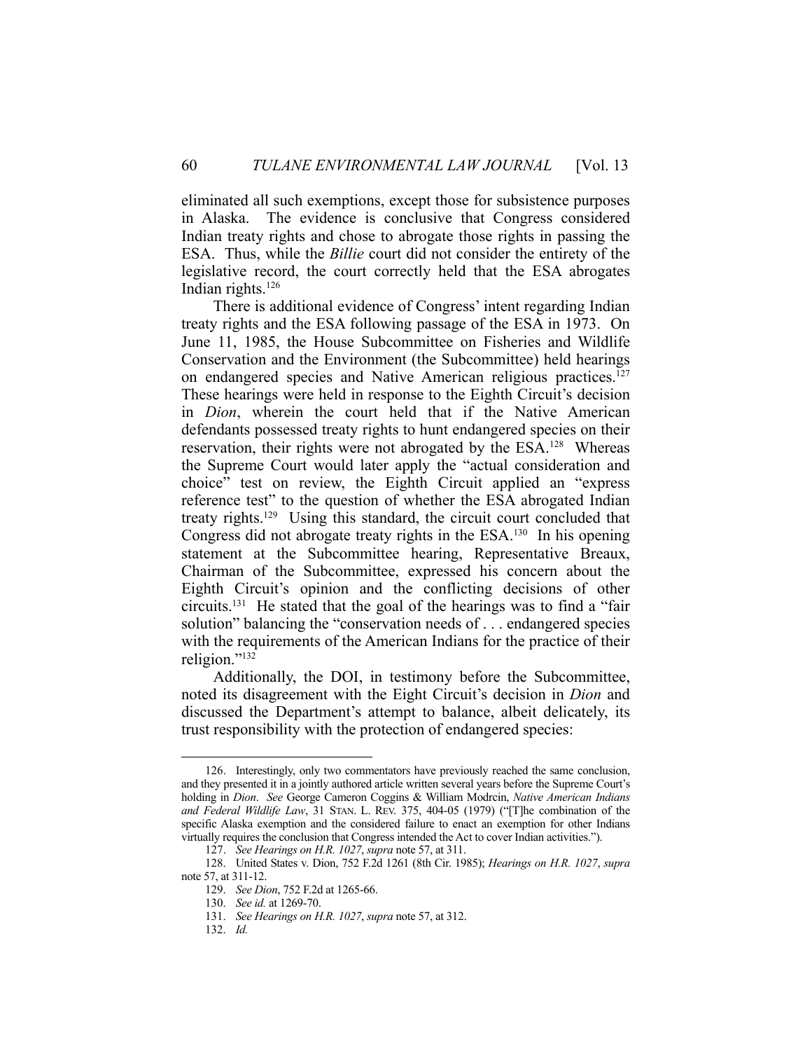eliminated all such exemptions, except those for subsistence purposes in Alaska. The evidence is conclusive that Congress considered Indian treaty rights and chose to abrogate those rights in passing the ESA. Thus, while the *Billie* court did not consider the entirety of the legislative record, the court correctly held that the ESA abrogates Indian rights.[126]

There is additional evidence of Congress' intent regarding Indian treaty rights and the ESA following passage of the ESA in 1973. On June 11, 1985, the House Subcommittee on Fisheries and Wildlife Conservation and the Environment (the Subcommittee) held hearings on endangered species and Native American religious practices.[127] These hearings were held in response to the Eighth Circuit's decision in *Dion*, wherein the court held that if the Native American defendants possessed treaty rights to hunt endangered species on their reservation, their rights were not abrogated by the ESA.[128] Whereas the Supreme Court would later apply the "actual consideration and choice" test on review, the Eighth Circuit applied an "express reference test" to the question of whether the ESA abrogated Indian treaty rights.[129] Using this standard, the circuit court concluded that Congress did not abrogate treaty rights in the ESA.[130] In his opening statement at the Subcommittee hearing, Representative Breaux, Chairman of the Subcommittee, expressed his concern about the Eighth Circuit's opinion and the conflicting decisions of other circuits.[131] He stated that the goal of the hearings was to find a "fair solution" balancing the "conservation needs of . . . endangered species with the requirements of the American Indians for the practice of their religion."[132]

Additionally, the DOI, in testimony before the Subcommittee, noted its disagreement with the Eight Circuit's decision in *Dion* and discussed the Department's attempt to balance, albeit delicately, its trust responsibility with the protection of endangered species:

---

126. Interestingly, only two commentators have previously reached the same conclusion, and they presented it in a jointly authored article written several years before the Supreme Court's holding in *Dion*. *See* George Cameron Coggins & William Modrcin, *Native American Indians and Federal Wildlife Law*, 31 STAN. L. REV. 375, 404-05 (1979) ("[T]he combination of the specific Alaska exemption and the considered failure to enact an exemption for other Indians virtually requires the conclusion that Congress intended the Act to cover Indian activities.").

127. *See Hearings on H.R. 1027*, *supra* note 57, at 311.

128. United States v. Dion, 752 F.2d 1261 (8th Cir. 1985); *Hearings on H.R. 1027*, *supra* note 57, at 311-12.

129. *See Dion*, 752 F.2d at 1265-66.

130. *See id.* at 1269-70.

131. *See Hearings on H.R. 1027*, *supra* note 57, at 312.

132. *Id.*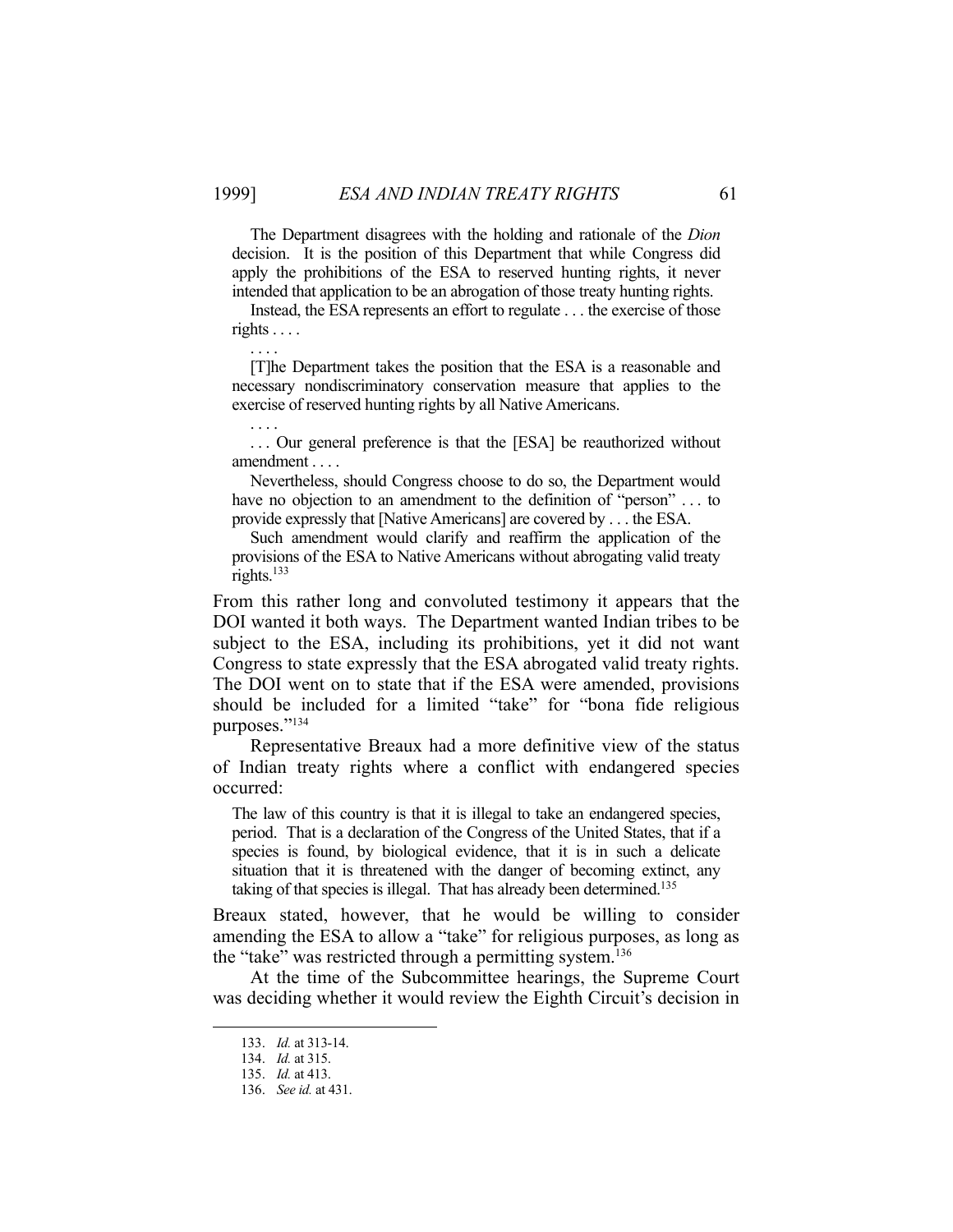> The Department disagrees with the holding and rationale of the *Dion* decision. It is the position of this Department that while Congress did apply the prohibitions of the ESA to reserved hunting rights, it never intended that application to be an abrogation of those treaty hunting rights.
>
> Instead, the ESA represents an effort to regulate . . . the exercise of those rights . . . .
>
> . . . .
>
> [T]he Department takes the position that the ESA is a reasonable and necessary nondiscriminatory conservation measure that applies to the exercise of reserved hunting rights by all Native Americans.
>
> . . . .
>
> . . . Our general preference is that the [ESA] be reauthorized without amendment . . . .
>
> Nevertheless, should Congress choose to do so, the Department would have no objection to an amendment to the definition of "person" . . . to provide expressly that [Native Americans] are covered by . . . the ESA.
>
> Such amendment would clarify and reaffirm the application of the provisions of the ESA to Native Americans without abrogating valid treaty rights.[133]

From this rather long and convoluted testimony it appears that the DOI wanted it both ways. The Department wanted Indian tribes to be subject to the ESA, including its prohibitions, yet it did not want Congress to state expressly that the ESA abrogated valid treaty rights. The DOI went on to state that if the ESA were amended, provisions should be included for a limited "take" for "bona fide religious purposes."[134]

Representative Breaux had a more definitive view of the status of Indian treaty rights where a conflict with endangered species occurred:

> The law of this country is that it is illegal to take an endangered species, period. That is a declaration of the Congress of the United States, that if a species is found, by biological evidence, that it is in such a delicate situation that it is threatened with the danger of becoming extinct, any taking of that species is illegal. That has already been determined.[135]

Breaux stated, however, that he would be willing to consider amending the ESA to allow a "take" for religious purposes, as long as the "take" was restricted through a permitting system.[136]

At the time of the Subcommittee hearings, the Supreme Court was deciding whether it would review the Eighth Circuit's decision in

---

133. *Id.* at 313-14.
134. *Id.* at 315.
135. *Id.* at 413.
136. *See id.* at 431.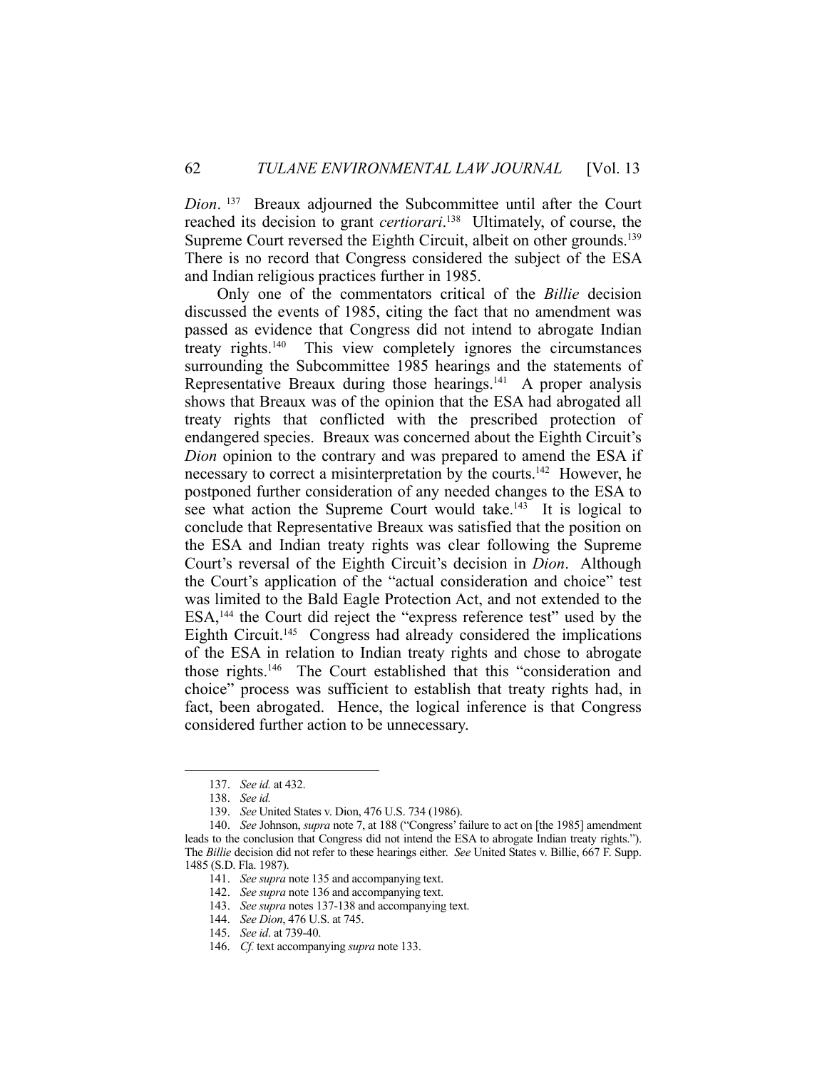*Dion*.[137] Breaux adjourned the Subcommittee until after the Court reached its decision to grant *certiorari*.[138] Ultimately, of course, the Supreme Court reversed the Eighth Circuit, albeit on other grounds.[139] There is no record that Congress considered the subject of the ESA and Indian religious practices further in 1985.

Only one of the commentators critical of the *Billie* decision discussed the events of 1985, citing the fact that no amendment was passed as evidence that Congress did not intend to abrogate Indian treaty rights.[140] This view completely ignores the circumstances surrounding the Subcommittee 1985 hearings and the statements of Representative Breaux during those hearings.[141] A proper analysis shows that Breaux was of the opinion that the ESA had abrogated all treaty rights that conflicted with the prescribed protection of endangered species. Breaux was concerned about the Eighth Circuit's *Dion* opinion to the contrary and was prepared to amend the ESA if necessary to correct a misinterpretation by the courts.[142] However, he postponed further consideration of any needed changes to the ESA to see what action the Supreme Court would take.[143] It is logical to conclude that Representative Breaux was satisfied that the position on the ESA and Indian treaty rights was clear following the Supreme Court's reversal of the Eighth Circuit's decision in *Dion*. Although the Court's application of the "actual consideration and choice" test was limited to the Bald Eagle Protection Act, and not extended to the ESA,[144] the Court did reject the "express reference test" used by the Eighth Circuit.[145] Congress had already considered the implications of the ESA in relation to Indian treaty rights and chose to abrogate those rights.[146] The Court established that this "consideration and choice" process was sufficient to establish that treaty rights had, in fact, been abrogated. Hence, the logical inference is that Congress considered further action to be unnecessary.

---

137. *See id.* at 432.

138. *See id.*

139. *See* United States v. Dion, 476 U.S. 734 (1986).

140. *See* Johnson, *supra* note 7, at 188 ("Congress' failure to act on [the 1985] amendment leads to the conclusion that Congress did not intend the ESA to abrogate Indian treaty rights."). The *Billie* decision did not refer to these hearings either. *See* United States v. Billie, 667 F. Supp. 1485 (S.D. Fla. 1987).

141. *See supra* note 135 and accompanying text.

142. *See supra* note 136 and accompanying text.

143. *See supra* notes 137-138 and accompanying text.

144. *See Dion*, 476 U.S. at 745.

145. *See id*. at 739-40.

146. *Cf.* text accompanying *supra* note 133.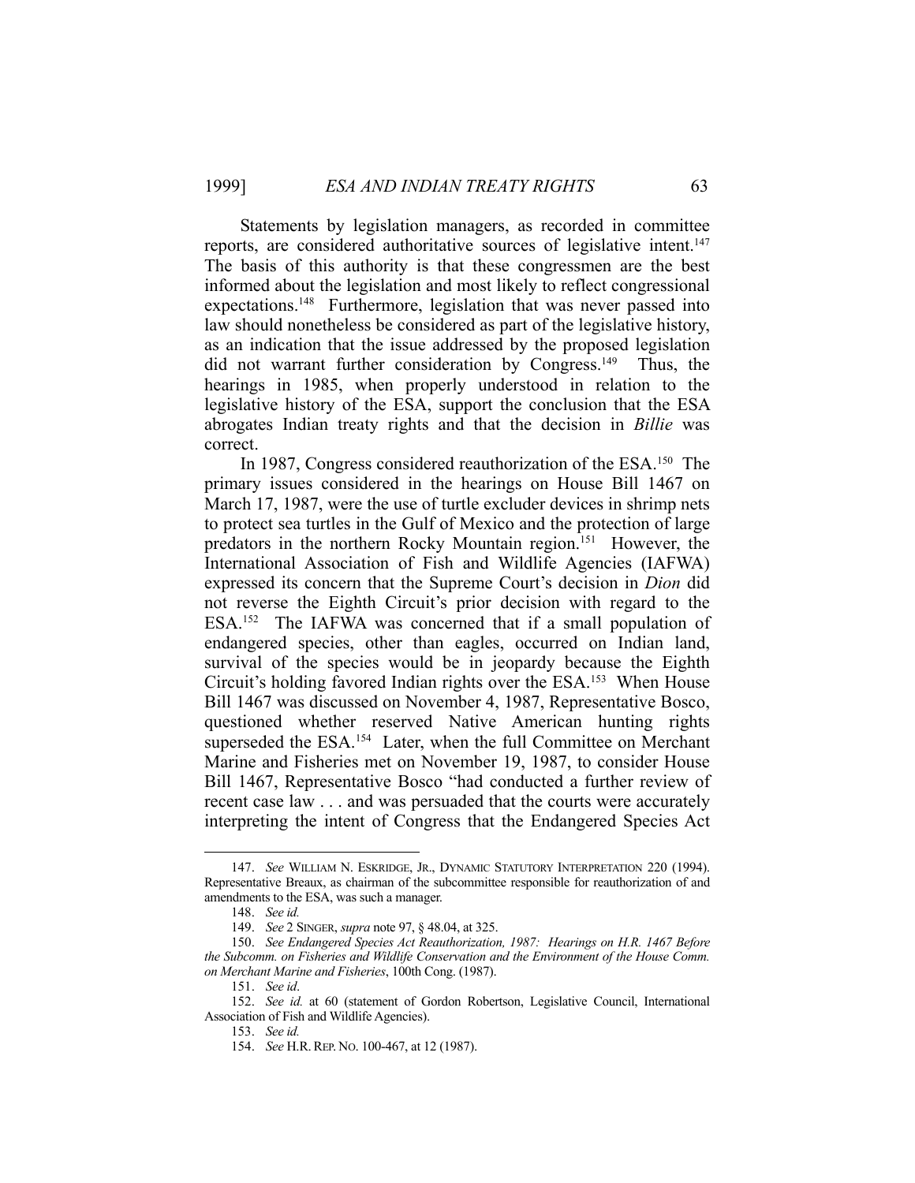Statements by legislation managers, as recorded in committee reports, are considered authoritative sources of legislative intent.[147] The basis of this authority is that these congressmen are the best informed about the legislation and most likely to reflect congressional expectations.[148] Furthermore, legislation that was never passed into law should nonetheless be considered as part of the legislative history, as an indication that the issue addressed by the proposed legislation did not warrant further consideration by Congress.[149] Thus, the hearings in 1985, when properly understood in relation to the legislative history of the ESA, support the conclusion that the ESA abrogates Indian treaty rights and that the decision in *Billie* was correct.

In 1987, Congress considered reauthorization of the ESA.[150] The primary issues considered in the hearings on House Bill 1467 on March 17, 1987, were the use of turtle excluder devices in shrimp nets to protect sea turtles in the Gulf of Mexico and the protection of large predators in the northern Rocky Mountain region.[151] However, the International Association of Fish and Wildlife Agencies (IAFWA) expressed its concern that the Supreme Court's decision in *Dion* did not reverse the Eighth Circuit's prior decision with regard to the ESA.[152] The IAFWA was concerned that if a small population of endangered species, other than eagles, occurred on Indian land, survival of the species would be in jeopardy because the Eighth Circuit's holding favored Indian rights over the ESA.[153] When House Bill 1467 was discussed on November 4, 1987, Representative Bosco, questioned whether reserved Native American hunting rights superseded the ESA.[154] Later, when the full Committee on Merchant Marine and Fisheries met on November 19, 1987, to consider House Bill 1467, Representative Bosco "had conducted a further review of recent case law . . . and was persuaded that the courts were accurately interpreting the intent of Congress that the Endangered Species Act

---

147. *See* WILLIAM N. ESKRIDGE, JR., DYNAMIC STATUTORY INTERPRETATION 220 (1994). Representative Breaux, as chairman of the subcommittee responsible for reauthorization of and amendments to the ESA, was such a manager.

148. *See id.*

149. *See* 2 SINGER, *supra* note 97, § 48.04, at 325.

150. *See Endangered Species Act Reauthorization, 1987: Hearings on H.R. 1467 Before the Subcomm. on Fisheries and Wildlife Conservation and the Environment of the House Comm. on Merchant Marine and Fisheries*, 100th Cong. (1987).

151. *See id*.

152. *See id.* at 60 (statement of Gordon Robertson, Legislative Council, International Association of Fish and Wildlife Agencies).

153. *See id.*

154. *See* H.R. REP. NO. 100-467, at 12 (1987).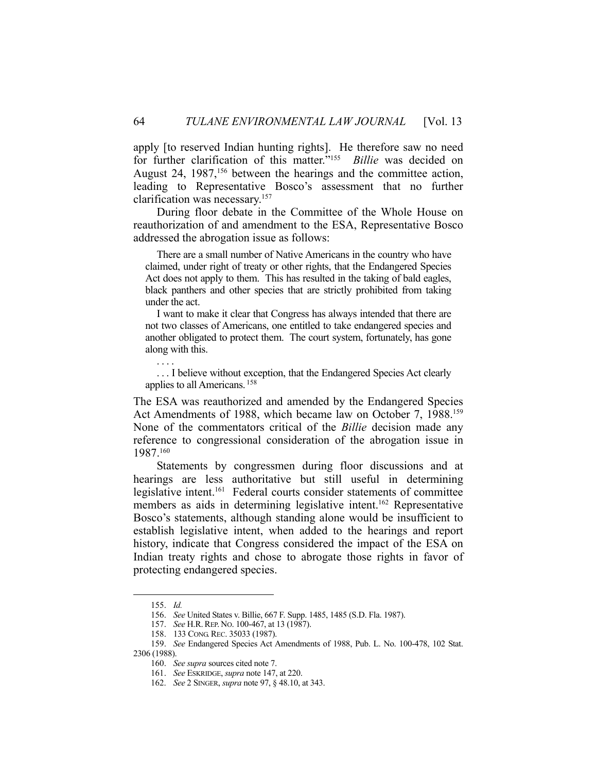apply [to reserved Indian hunting rights]. He therefore saw no need for further clarification of this matter."[155] *Billie* was decided on August 24, 1987,[156] between the hearings and the committee action, leading to Representative Bosco's assessment that no further clarification was necessary.[157]

During floor debate in the Committee of the Whole House on reauthorization of and amendment to the ESA, Representative Bosco addressed the abrogation issue as follows:

> There are a small number of Native Americans in the country who have claimed, under right of treaty or other rights, that the Endangered Species Act does not apply to them. This has resulted in the taking of bald eagles, black panthers and other species that are strictly prohibited from taking under the act.
>
> I want to make it clear that Congress has always intended that there are not two classes of Americans, one entitled to take endangered species and another obligated to protect them. The court system, fortunately, has gone along with this.
>
> . . . .
>
> . . . I believe without exception, that the Endangered Species Act clearly applies to all Americans.[158]

The ESA was reauthorized and amended by the Endangered Species Act Amendments of 1988, which became law on October 7, 1988.[159] None of the commentators critical of the *Billie* decision made any reference to congressional consideration of the abrogation issue in 1987.[160]

Statements by congressmen during floor discussions and at hearings are less authoritative but still useful in determining legislative intent.[161] Federal courts consider statements of committee members as aids in determining legislative intent.[162] Representative Bosco's statements, although standing alone would be insufficient to establish legislative intent, when added to the hearings and report history, indicate that Congress considered the impact of the ESA on Indian treaty rights and chose to abrogate those rights in favor of protecting endangered species.

---

155. *Id.*

156. *See* United States v. Billie, 667 F. Supp. 1485, 1485 (S.D. Fla. 1987).

157. *See* H.R. REP. NO. 100-467, at 13 (1987).

158. 133 CONG. REC. 35033 (1987).

159. *See* Endangered Species Act Amendments of 1988, Pub. L. No. 100-478, 102 Stat. 2306 (1988).

160. *See supra* sources cited note 7.

161. *See* ESKRIDGE, *supra* note 147, at 220.

162. *See* 2 SINGER, *supra* note 97, § 48.10, at 343.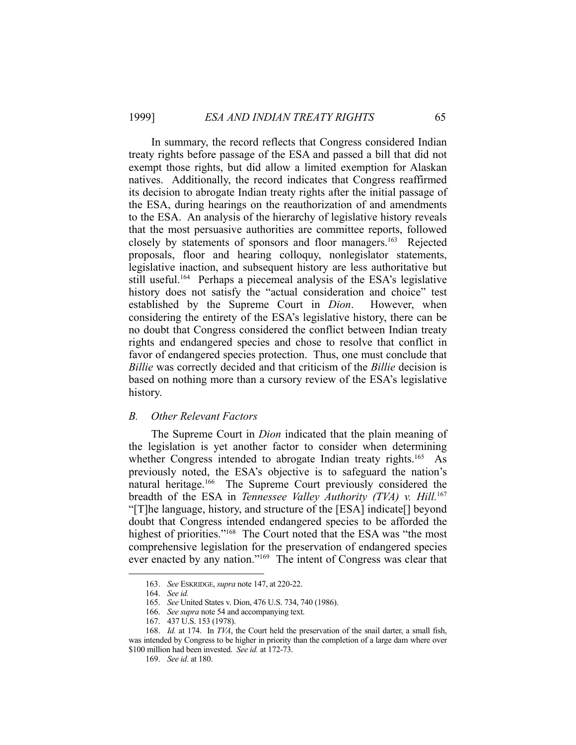In summary, the record reflects that Congress considered Indian treaty rights before passage of the ESA and passed a bill that did not exempt those rights, but did allow a limited exemption for Alaskan natives. Additionally, the record indicates that Congress reaffirmed its decision to abrogate Indian treaty rights after the initial passage of the ESA, during hearings on the reauthorization of and amendments to the ESA. An analysis of the hierarchy of legislative history reveals that the most persuasive authorities are committee reports, followed closely by statements of sponsors and floor managers.[163] Rejected proposals, floor and hearing colloquy, nonlegislator statements, legislative inaction, and subsequent history are less authoritative but still useful.[164] Perhaps a piecemeal analysis of the ESA's legislative history does not satisfy the "actual consideration and choice" test established by the Supreme Court in *Dion*. However, when considering the entirety of the ESA's legislative history, there can be no doubt that Congress considered the conflict between Indian treaty rights and endangered species and chose to resolve that conflict in favor of endangered species protection. Thus, one must conclude that *Billie* was correctly decided and that criticism of the *Billie* decision is based on nothing more than a cursory review of the ESA's legislative history.

### *B. Other Relevant Factors*

The Supreme Court in *Dion* indicated that the plain meaning of the legislation is yet another factor to consider when determining whether Congress intended to abrogate Indian treaty rights.[165] As previously noted, the ESA's objective is to safeguard the nation's natural heritage.[166] The Supreme Court previously considered the breadth of the ESA in *Tennessee Valley Authority (TVA) v. Hill*.[167] "[T]he language, history, and structure of the [ESA] indicate[] beyond doubt that Congress intended endangered species to be afforded the highest of priorities."[168] The Court noted that the ESA was "the most comprehensive legislation for the preservation of endangered species ever enacted by any nation."[169] The intent of Congress was clear that

---

163. *See* ESKRIDGE, *supra* note 147, at 220-22.

164. *See id.*

165. *See* United States v. Dion, 476 U.S. 734, 740 (1986).

166. *See supra* note 54 and accompanying text.

167. 437 U.S. 153 (1978).

168. *Id.* at 174. In *TVA*, the Court held the preservation of the snail darter, a small fish, was intended by Congress to be higher in priority than the completion of a large dam where over \$100 million had been invested. *See id.* at 172-73.

169. *See id.* at 180.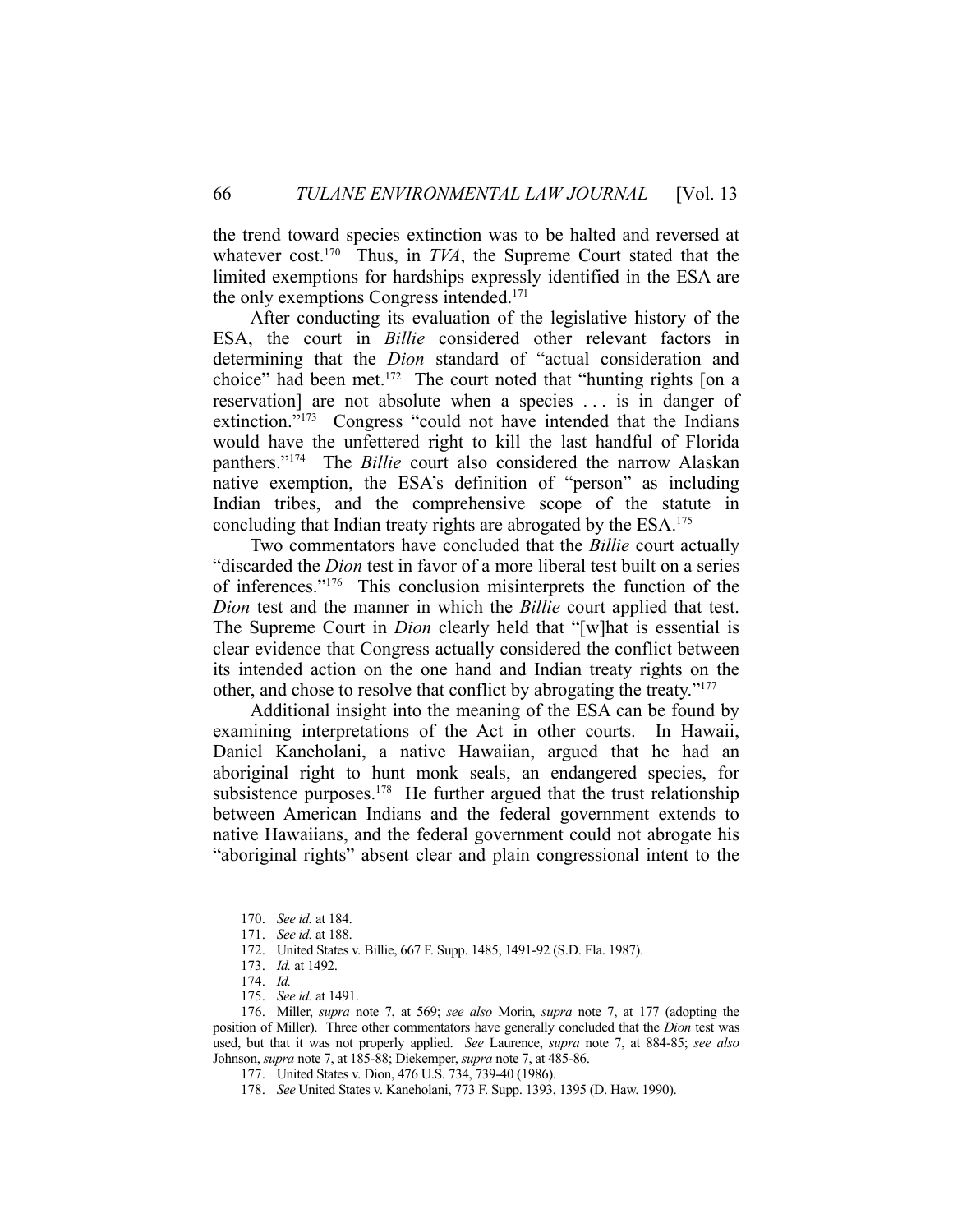the trend toward species extinction was to be halted and reversed at whatever cost.[170] Thus, in *TVA*, the Supreme Court stated that the limited exemptions for hardships expressly identified in the ESA are the only exemptions Congress intended.[171]

After conducting its evaluation of the legislative history of the ESA, the court in *Billie* considered other relevant factors in determining that the *Dion* standard of "actual consideration and choice" had been met.[172] The court noted that "hunting rights [on a reservation] are not absolute when a species . . . is in danger of extinction."[173] Congress "could not have intended that the Indians would have the unfettered right to kill the last handful of Florida panthers."[174] The *Billie* court also considered the narrow Alaskan native exemption, the ESA's definition of "person" as including Indian tribes, and the comprehensive scope of the statute in concluding that Indian treaty rights are abrogated by the ESA.[175]

Two commentators have concluded that the *Billie* court actually "discarded the *Dion* test in favor of a more liberal test built on a series of inferences."[176] This conclusion misinterprets the function of the *Dion* test and the manner in which the *Billie* court applied that test. The Supreme Court in *Dion* clearly held that "[w]hat is essential is clear evidence that Congress actually considered the conflict between its intended action on the one hand and Indian treaty rights on the other, and chose to resolve that conflict by abrogating the treaty."[177]

Additional insight into the meaning of the ESA can be found by examining interpretations of the Act in other courts. In Hawaii, Daniel Kaneholani, a native Hawaiian, argued that he had an aboriginal right to hunt monk seals, an endangered species, for subsistence purposes.[178] He further argued that the trust relationship between American Indians and the federal government extends to native Hawaiians, and the federal government could not abrogate his "aboriginal rights" absent clear and plain congressional intent to the

---

170. *See id.* at 184.

171. *See id.* at 188.

172. United States v. Billie, 667 F. Supp. 1485, 1491-92 (S.D. Fla. 1987).

173. *Id.* at 1492.

174. *Id.*

175. *See id.* at 1491.

176. Miller, *supra* note 7, at 569; *see also* Morin, *supra* note 7, at 177 (adopting the position of Miller). Three other commentators have generally concluded that the *Dion* test was used, but that it was not properly applied. *See* Laurence, *supra* note 7, at 884-85; *see also* Johnson, *supra* note 7, at 185-88; Diekemper, *supra* note 7, at 485-86.

177. United States v. Dion, 476 U.S. 734, 739-40 (1986).

178. *See* United States v. Kaneholani, 773 F. Supp. 1393, 1395 (D. Haw. 1990).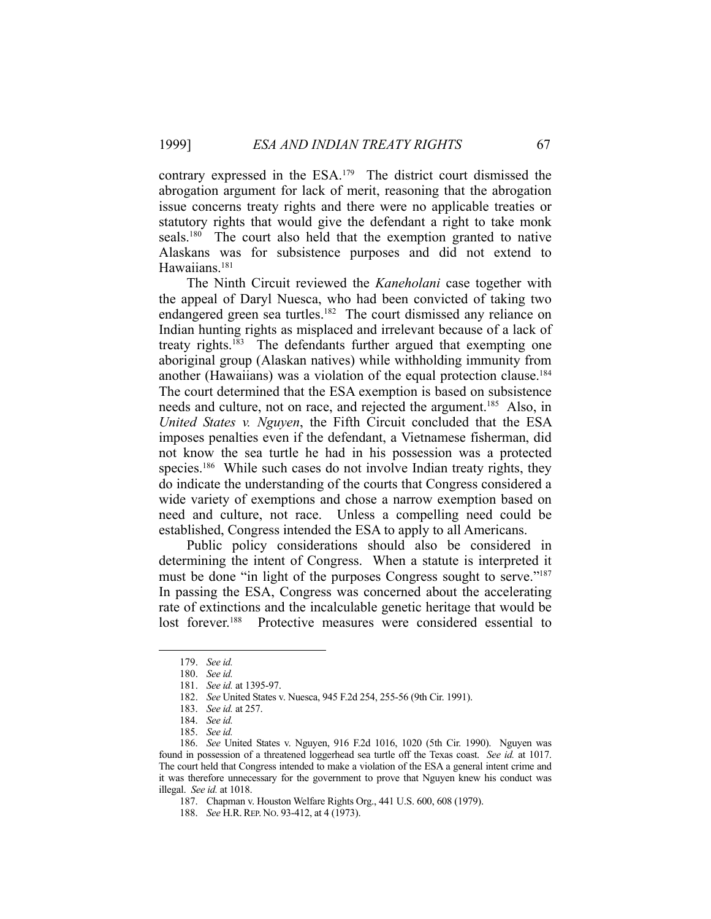contrary expressed in the ESA.[179] The district court dismissed the abrogation argument for lack of merit, reasoning that the abrogation issue concerns treaty rights and there were no applicable treaties or statutory rights that would give the defendant a right to take monk seals.[180] The court also held that the exemption granted to native Alaskans was for subsistence purposes and did not extend to Hawaiians.[181]

The Ninth Circuit reviewed the *Kaneholani* case together with the appeal of Daryl Nuesca, who had been convicted of taking two endangered green sea turtles.[182] The court dismissed any reliance on Indian hunting rights as misplaced and irrelevant because of a lack of treaty rights.[183] The defendants further argued that exempting one aboriginal group (Alaskan natives) while withholding immunity from another (Hawaiians) was a violation of the equal protection clause.[184] The court determined that the ESA exemption is based on subsistence needs and culture, not on race, and rejected the argument.[185] Also, in *United States v. Nguyen*, the Fifth Circuit concluded that the ESA imposes penalties even if the defendant, a Vietnamese fisherman, did not know the sea turtle he had in his possession was a protected species.[186] While such cases do not involve Indian treaty rights, they do indicate the understanding of the courts that Congress considered a wide variety of exemptions and chose a narrow exemption based on need and culture, not race. Unless a compelling need could be established, Congress intended the ESA to apply to all Americans.

Public policy considerations should also be considered in determining the intent of Congress. When a statute is interpreted it must be done "in light of the purposes Congress sought to serve."[187] In passing the ESA, Congress was concerned about the accelerating rate of extinctions and the incalculable genetic heritage that would be lost forever.[188] Protective measures were considered essential to

---

179. *See id.*

180. *See id.*

181. *See id.* at 1395-97.

182. *See* United States v. Nuesca, 945 F.2d 254, 255-56 (9th Cir. 1991).

183. *See id.* at 257.

184. *See id.*

185. *See id.*

186. *See* United States v. Nguyen, 916 F.2d 1016, 1020 (5th Cir. 1990). Nguyen was found in possession of a threatened loggerhead sea turtle off the Texas coast. *See id.* at 1017. The court held that Congress intended to make a violation of the ESA a general intent crime and it was therefore unnecessary for the government to prove that Nguyen knew his conduct was illegal. *See id.* at 1018.

187. Chapman v. Houston Welfare Rights Org., 441 U.S. 600, 608 (1979).

188. *See* H.R. REP. NO. 93-412, at 4 (1973).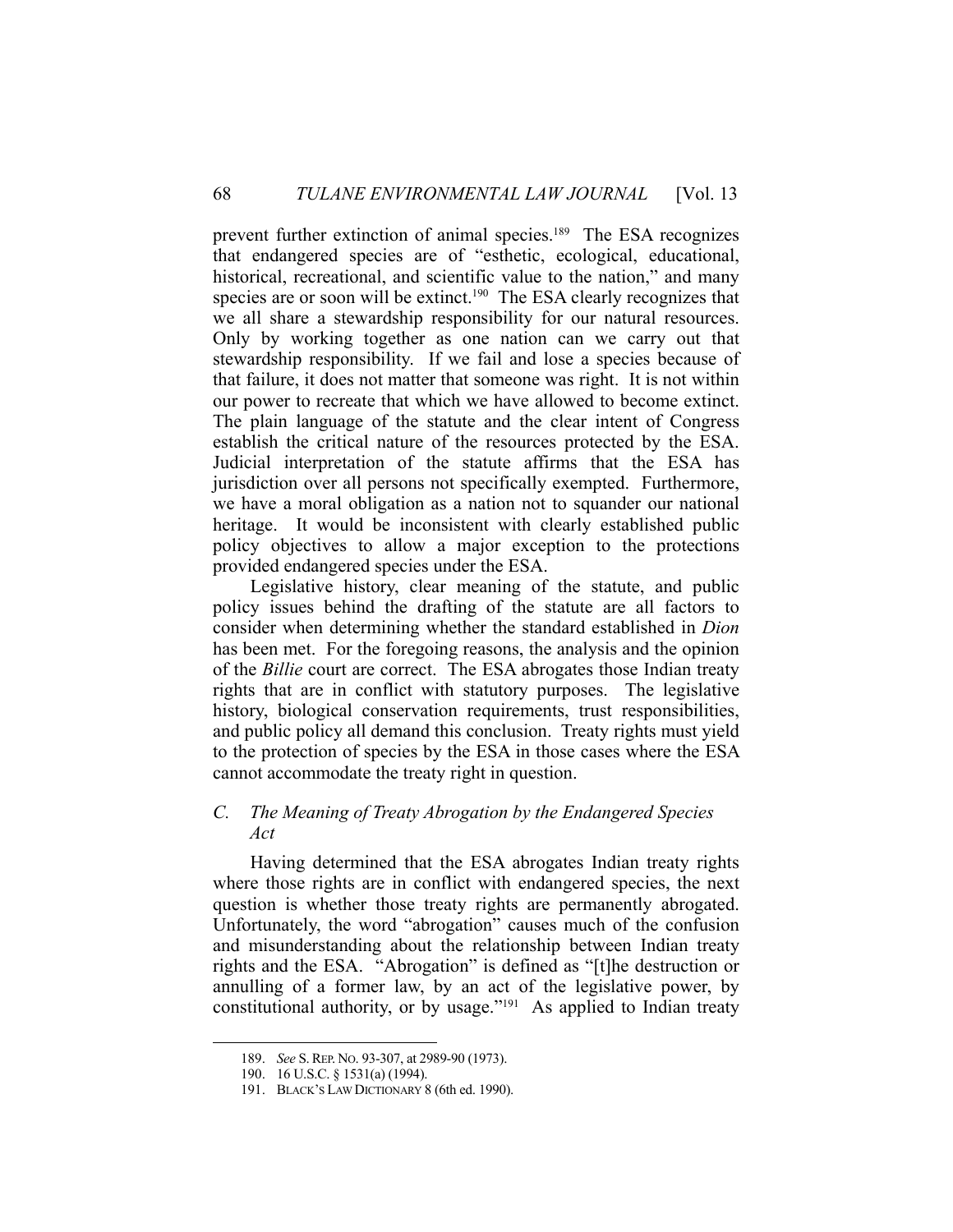prevent further extinction of animal species.[189] The ESA recognizes that endangered species are of "esthetic, ecological, educational, historical, recreational, and scientific value to the nation," and many species are or soon will be extinct.[190] The ESA clearly recognizes that we all share a stewardship responsibility for our natural resources. Only by working together as one nation can we carry out that stewardship responsibility. If we fail and lose a species because of that failure, it does not matter that someone was right. It is not within our power to recreate that which we have allowed to become extinct. The plain language of the statute and the clear intent of Congress establish the critical nature of the resources protected by the ESA. Judicial interpretation of the statute affirms that the ESA has jurisdiction over all persons not specifically exempted. Furthermore, we have a moral obligation as a nation not to squander our national heritage. It would be inconsistent with clearly established public policy objectives to allow a major exception to the protections provided endangered species under the ESA.

Legislative history, clear meaning of the statute, and public policy issues behind the drafting of the statute are all factors to consider when determining whether the standard established in *Dion* has been met. For the foregoing reasons, the analysis and the opinion of the *Billie* court are correct. The ESA abrogates those Indian treaty rights that are in conflict with statutory purposes. The legislative history, biological conservation requirements, trust responsibilities, and public policy all demand this conclusion. Treaty rights must yield to the protection of species by the ESA in those cases where the ESA cannot accommodate the treaty right in question.

### C. *The Meaning of Treaty Abrogation by the Endangered Species Act*

Having determined that the ESA abrogates Indian treaty rights where those rights are in conflict with endangered species, the next question is whether those treaty rights are permanently abrogated. Unfortunately, the word "abrogation" causes much of the confusion and misunderstanding about the relationship between Indian treaty rights and the ESA. "Abrogation" is defined as "[t]he destruction or annulling of a former law, by an act of the legislative power, by constitutional authority, or by usage."[191] As applied to Indian treaty

---

189. *See* S. REP. NO. 93-307, at 2989-90 (1973).

190. 16 U.S.C. § 1531(a) (1994).

191. BLACK'S LAW DICTIONARY 8 (6th ed. 1990).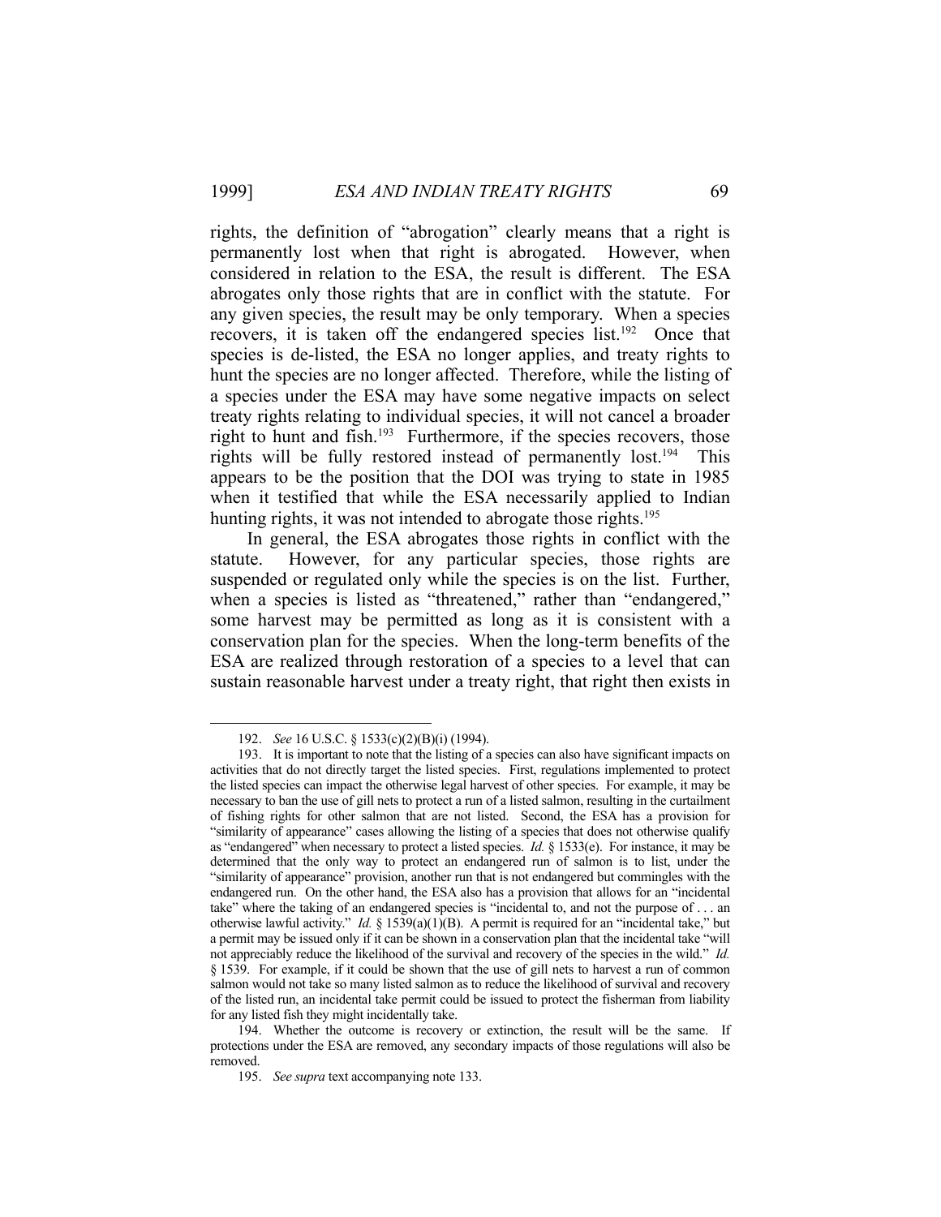rights, the definition of "abrogation" clearly means that a right is permanently lost when that right is abrogated. However, when considered in relation to the ESA, the result is different. The ESA abrogates only those rights that are in conflict with the statute. For any given species, the result may be only temporary. When a species recovers, it is taken off the endangered species list.[192] Once that species is de-listed, the ESA no longer applies, and treaty rights to hunt the species are no longer affected. Therefore, while the listing of a species under the ESA may have some negative impacts on select treaty rights relating to individual species, it will not cancel a broader right to hunt and fish.[193] Furthermore, if the species recovers, those rights will be fully restored instead of permanently lost.[194] This appears to be the position that the DOI was trying to state in 1985 when it testified that while the ESA necessarily applied to Indian hunting rights, it was not intended to abrogate those rights.[195]

In general, the ESA abrogates those rights in conflict with the statute. However, for any particular species, those rights are suspended or regulated only while the species is on the list. Further, when a species is listed as "threatened," rather than "endangered," some harvest may be permitted as long as it is consistent with a conservation plan for the species. When the long-term benefits of the ESA are realized through restoration of a species to a level that can sustain reasonable harvest under a treaty right, that right then exists in

---

192. *See* 16 U.S.C. § 1533(c)(2)(B)(i) (1994).

193. It is important to note that the listing of a species can also have significant impacts on activities that do not directly target the listed species. First, regulations implemented to protect the listed species can impact the otherwise legal harvest of other species. For example, it may be necessary to ban the use of gill nets to protect a run of a listed salmon, resulting in the curtailment of fishing rights for other salmon that are not listed. Second, the ESA has a provision for "similarity of appearance" cases allowing the listing of a species that does not otherwise qualify as "endangered" when necessary to protect a listed species. *Id.* § 1533(e). For instance, it may be determined that the only way to protect an endangered run of salmon is to list, under the "similarity of appearance" provision, another run that is not endangered but commingles with the endangered run. On the other hand, the ESA also has a provision that allows for an "incidental take" where the taking of an endangered species is "incidental to, and not the purpose of . . . an otherwise lawful activity." *Id.* § 1539(a)(1)(B). A permit is required for an "incidental take," but a permit may be issued only if it can be shown in a conservation plan that the incidental take "will not appreciably reduce the likelihood of the survival and recovery of the species in the wild." *Id.* § 1539. For example, if it could be shown that the use of gill nets to harvest a run of common salmon would not take so many listed salmon as to reduce the likelihood of survival and recovery of the listed run, an incidental take permit could be issued to protect the fisherman from liability for any listed fish they might incidentally take.

194. Whether the outcome is recovery or extinction, the result will be the same. If protections under the ESA are removed, any secondary impacts of those regulations will also be removed.

195. *See supra* text accompanying note 133.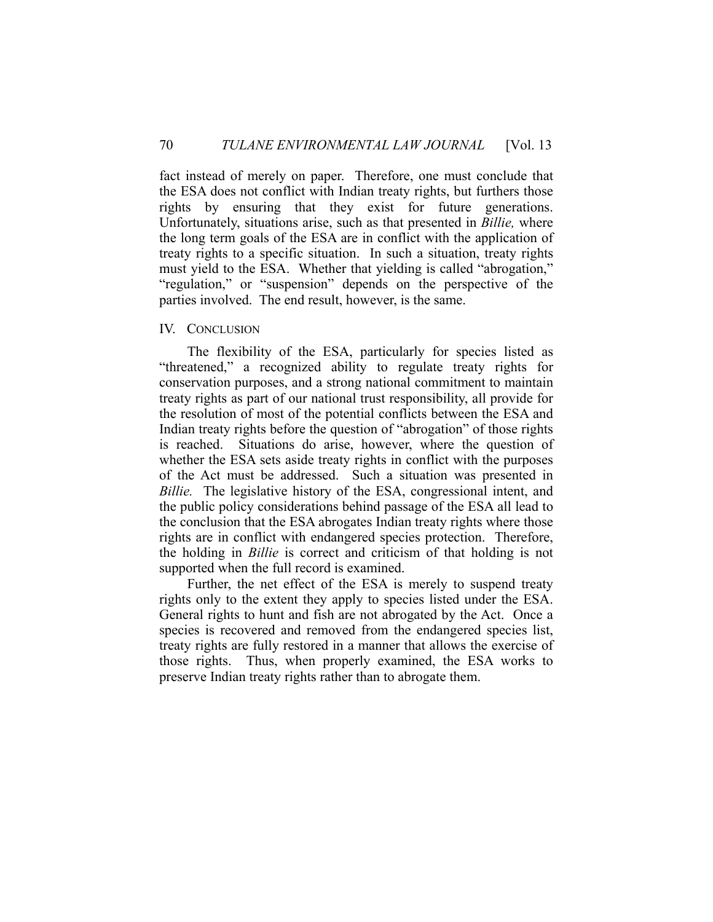fact instead of merely on paper. Therefore, one must conclude that the ESA does not conflict with Indian treaty rights, but furthers those rights by ensuring that they exist for future generations. Unfortunately, situations arise, such as that presented in *Billie,* where the long term goals of the ESA are in conflict with the application of treaty rights to a specific situation. In such a situation, treaty rights must yield to the ESA. Whether that yielding is called "abrogation," "regulation," or "suspension" depends on the perspective of the parties involved. The end result, however, is the same.

## IV. CONCLUSION

The flexibility of the ESA, particularly for species listed as "threatened," a recognized ability to regulate treaty rights for conservation purposes, and a strong national commitment to maintain treaty rights as part of our national trust responsibility, all provide for the resolution of most of the potential conflicts between the ESA and Indian treaty rights before the question of "abrogation" of those rights is reached. Situations do arise, however, where the question of whether the ESA sets aside treaty rights in conflict with the purposes of the Act must be addressed. Such a situation was presented in *Billie.* The legislative history of the ESA, congressional intent, and the public policy considerations behind passage of the ESA all lead to the conclusion that the ESA abrogates Indian treaty rights where those rights are in conflict with endangered species protection. Therefore, the holding in *Billie* is correct and criticism of that holding is not supported when the full record is examined.

Further, the net effect of the ESA is merely to suspend treaty rights only to the extent they apply to species listed under the ESA. General rights to hunt and fish are not abrogated by the Act. Once a species is recovered and removed from the endangered species list, treaty rights are fully restored in a manner that allows the exercise of those rights. Thus, when properly examined, the ESA works to preserve Indian treaty rights rather than to abrogate them.